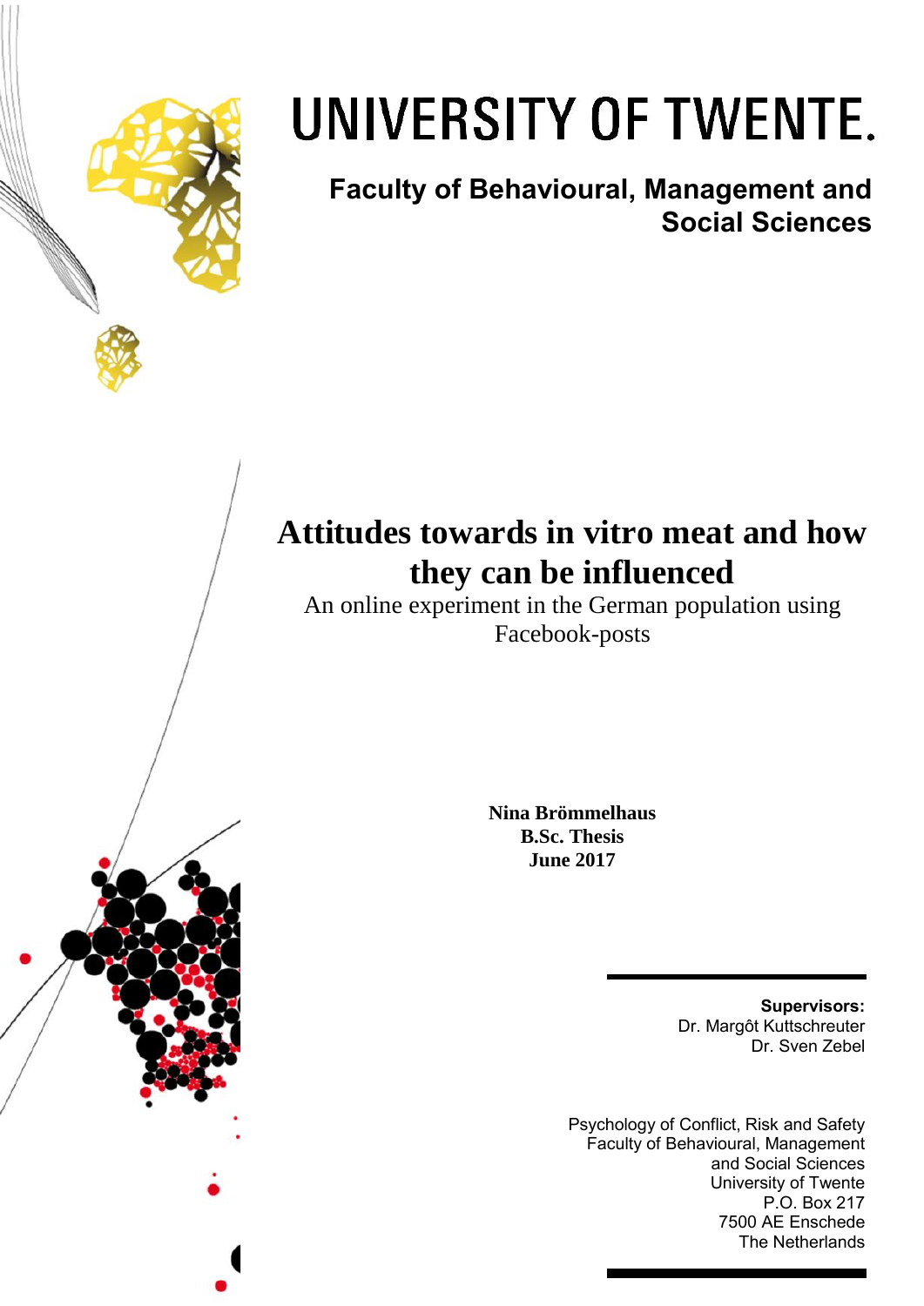# UNIVERSITY OF TWENTE.

**Faculty of Behavioural, Management and Social Sciences**

# Attitudes towards in vitro meat and how they can be influenced

An online experiment in the German population using Facebook-posts

**Nina Brömmelhaus**
**B.Sc. Thesis**
**June 2017**

**Supervisors:**
Dr. Margôt Kuttschreuter
Dr. Sven Zebel

Psychology of Conflict, Risk and Safety
Faculty of Behavioural, Management and Social Sciences
University of Twente
P.O. Box 217
7500 AE Enschede
The Netherlands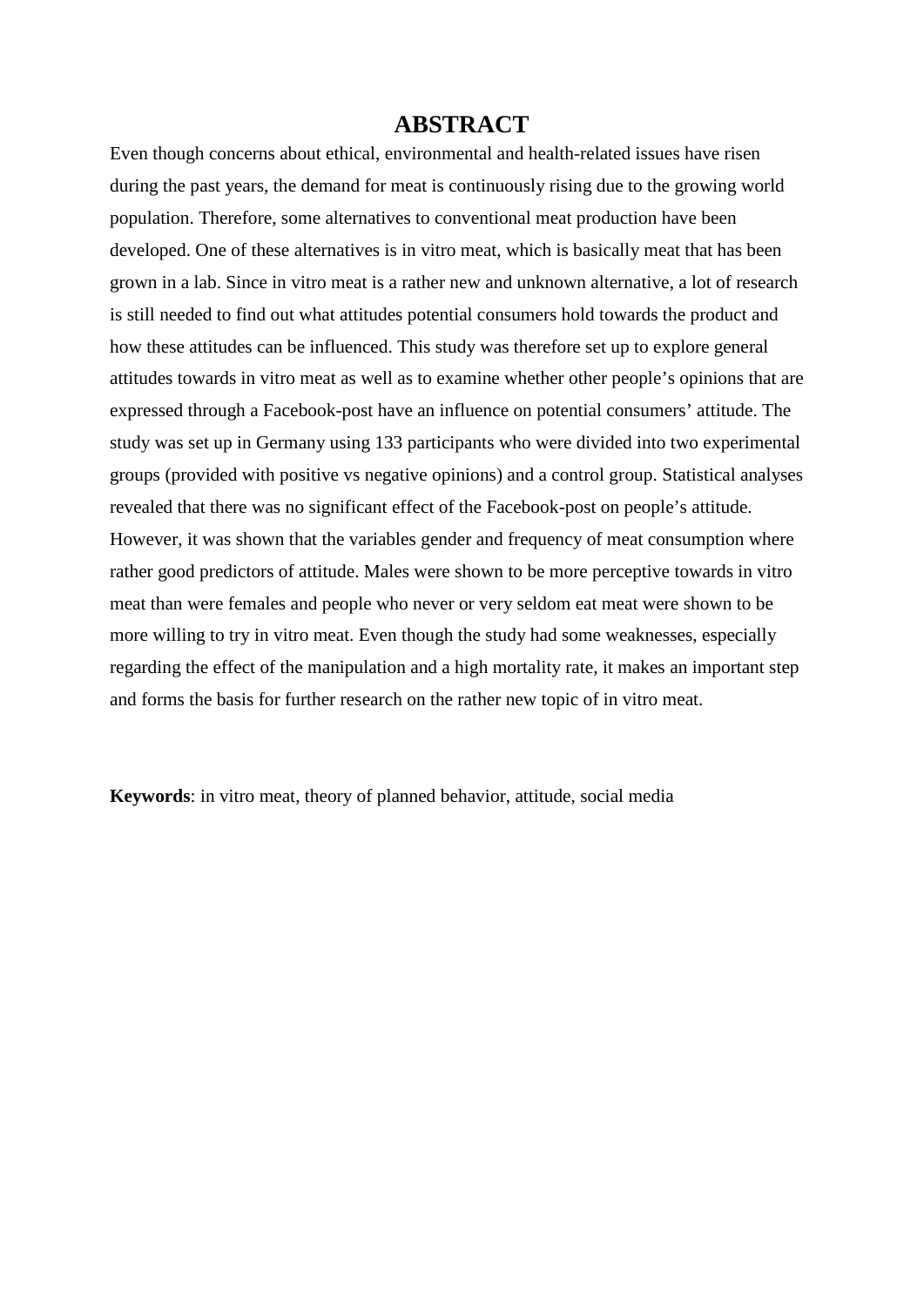# ABSTRACT

Even though concerns about ethical, environmental and health-related issues have risen during the past years, the demand for meat is continuously rising due to the growing world population. Therefore, some alternatives to conventional meat production have been developed. One of these alternatives is in vitro meat, which is basically meat that has been grown in a lab. Since in vitro meat is a rather new and unknown alternative, a lot of research is still needed to find out what attitudes potential consumers hold towards the product and how these attitudes can be influenced. This study was therefore set up to explore general attitudes towards in vitro meat as well as to examine whether other people's opinions that are expressed through a Facebook-post have an influence on potential consumers' attitude. The study was set up in Germany using 133 participants who were divided into two experimental groups (provided with positive vs negative opinions) and a control group. Statistical analyses revealed that there was no significant effect of the Facebook-post on people's attitude. However, it was shown that the variables gender and frequency of meat consumption where rather good predictors of attitude. Males were shown to be more perceptive towards in vitro meat than were females and people who never or very seldom eat meat were shown to be more willing to try in vitro meat. Even though the study had some weaknesses, especially regarding the effect of the manipulation and a high mortality rate, it makes an important step and forms the basis for further research on the rather new topic of in vitro meat.

**Keywords**: in vitro meat, theory of planned behavior, attitude, social media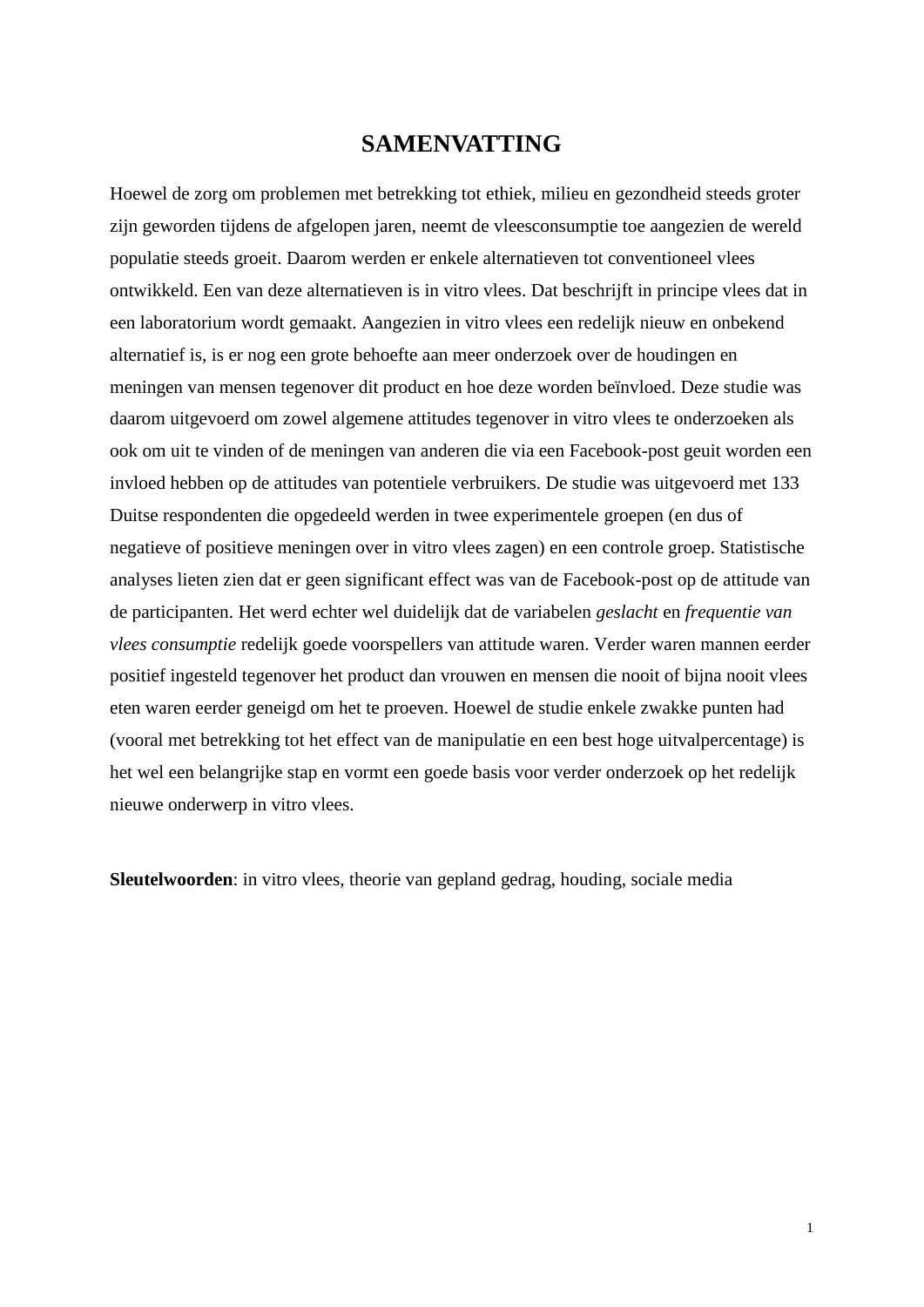# SAMENVATTING

Hoewel de zorg om problemen met betrekking tot ethiek, milieu en gezondheid steeds groter zijn geworden tijdens de afgelopen jaren, neemt de vleesconsumptie toe aangezien de wereld populatie steeds groeit. Daarom werden er enkele alternatieven tot conventioneel vlees ontwikkeld. Een van deze alternatieven is in vitro vlees. Dat beschrijft in principe vlees dat in een laboratorium wordt gemaakt. Aangezien in vitro vlees een redelijk nieuw en onbekend alternatief is, is er nog een grote behoefte aan meer onderzoek over de houdingen en meningen van mensen tegenover dit product en hoe deze worden beïnvloed. Deze studie was daarom uitgevoerd om zowel algemene attitudes tegenover in vitro vlees te onderzoeken als ook om uit te vinden of de meningen van anderen die via een Facebook-post geuit worden een invloed hebben op de attitudes van potentiele verbruikers. De studie was uitgevoerd met 133 Duitse respondenten die opgedeeld werden in twee experimentele groepen (en dus of negatieve of positieve meningen over in vitro vlees zagen) en een controle groep. Statistische analyses lieten zien dat er geen significant effect was van de Facebook-post op de attitude van de participanten. Het werd echter wel duidelijk dat de variabelen *geslacht* en *frequentie van vlees consumptie* redelijk goede voorspellers van attitude waren. Verder waren mannen eerder positief ingesteld tegenover het product dan vrouwen en mensen die nooit of bijna nooit vlees eten waren eerder geneigd om het te proeven. Hoewel de studie enkele zwakke punten had (vooral met betrekking tot het effect van de manipulatie en een best hoge uitvalpercentage) is het wel een belangrijke stap en vormt een goede basis voor verder onderzoek op het redelijk nieuwe onderwerp in vitro vlees.

**Sleutelwoorden**: in vitro vlees, theorie van gepland gedrag, houding, sociale media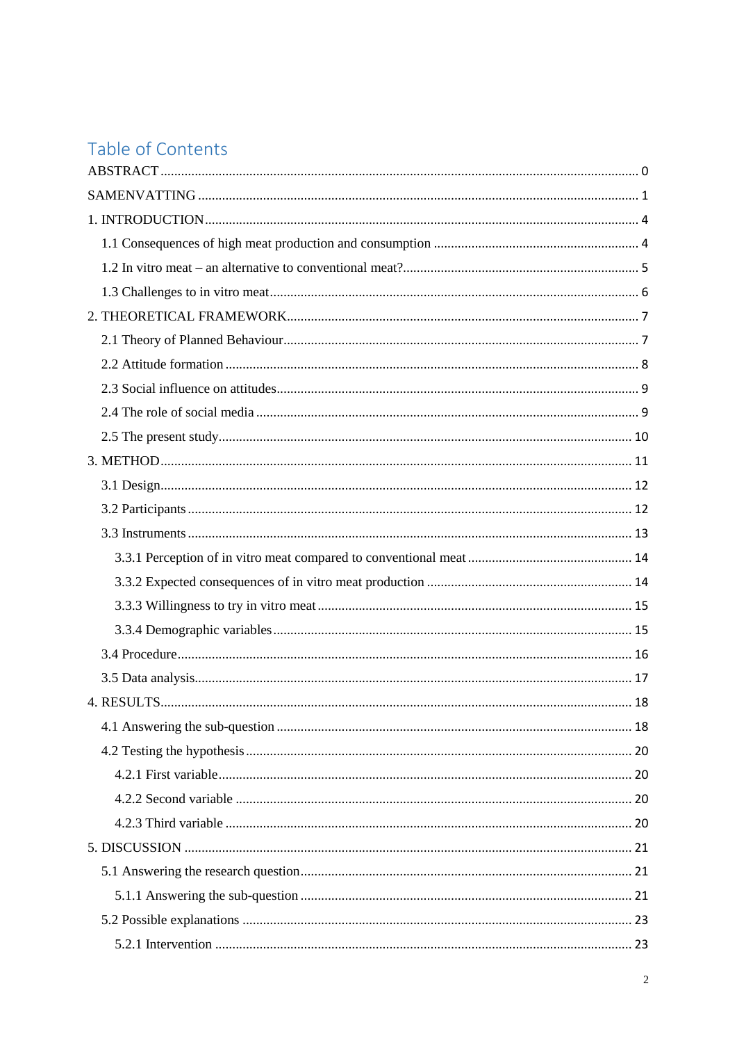# Table of Contents

ABSTRACT ........ 0

SAMENVATTING ........ 1

1. INTRODUCTION ........ 4

   1.1 Consequences of high meat production and consumption ........ 4

   1.2 In vitro meat – an alternative to conventional meat? ........ 5

   1.3 Challenges to in vitro meat ........ 6

2. THEORETICAL FRAMEWORK ........ 7

   2.1 Theory of Planned Behaviour ........ 7

   2.2 Attitude formation ........ 8

   2.3 Social influence on attitudes ........ 9

   2.4 The role of social media ........ 9

   2.5 The present study ........ 10

3. METHOD ........ 11

   3.1 Design ........ 12

   3.2 Participants ........ 12

   3.3 Instruments ........ 13

      3.3.1 Perception of in vitro meat compared to conventional meat ........ 14

      3.3.2 Expected consequences of in vitro meat production ........ 14

      3.3.3 Willingness to try in vitro meat ........ 15

      3.3.4 Demographic variables ........ 15

   3.4 Procedure ........ 16

   3.5 Data analysis ........ 17

4. RESULTS ........ 18

   4.1 Answering the sub-question ........ 18

   4.2 Testing the hypothesis ........ 20

      4.2.1 First variable ........ 20

      4.2.2 Second variable ........ 20

      4.2.3 Third variable ........ 20

5. DISCUSSION ........ 21

   5.1 Answering the research question ........ 21

      5.1.1 Answering the sub-question ........ 21

   5.2 Possible explanations ........ 23

      5.2.1 Intervention ........ 23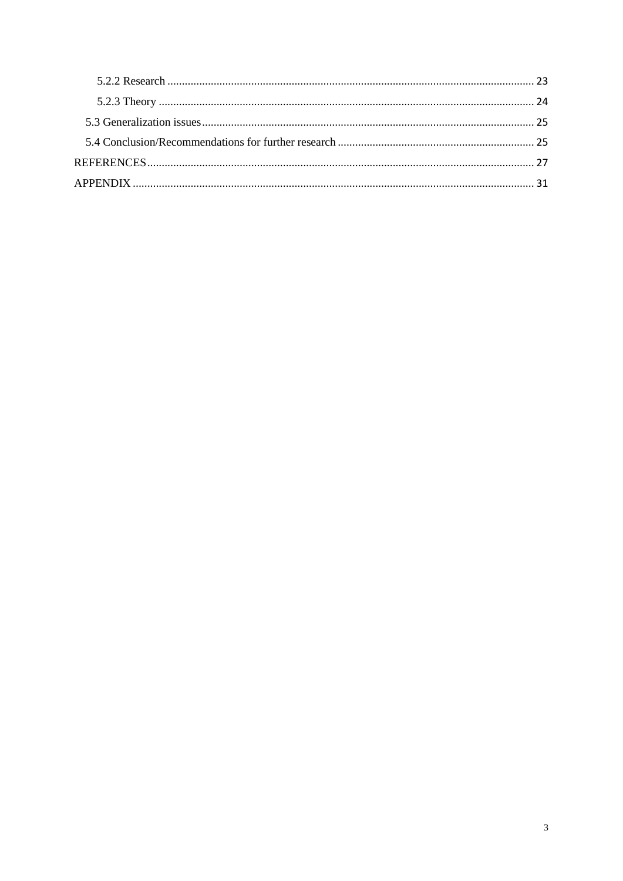5.2.2 Research ........................................................................................................................... 23

5.2.3 Theory ............................................................................................................................. 24

5.3 Generalization issues ....................................................................................................... 25

5.4 Conclusion/Recommendations for further research ........................................................ 25

REFERENCES ......................................................................................................................... 27

APPENDIX .............................................................................................................................. 31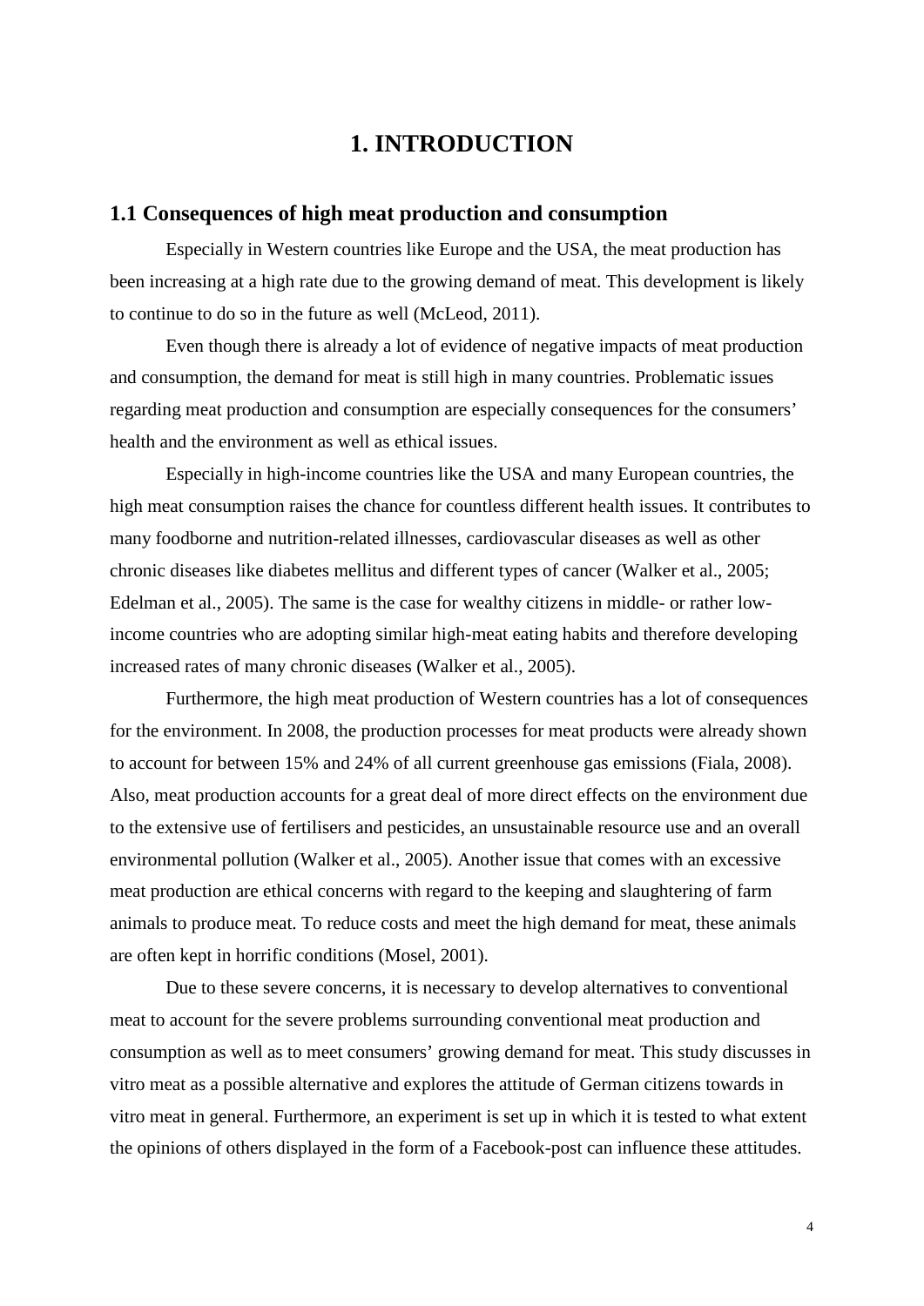# 1. INTRODUCTION

## 1.1 Consequences of high meat production and consumption

Especially in Western countries like Europe and the USA, the meat production has been increasing at a high rate due to the growing demand of meat. This development is likely to continue to do so in the future as well (McLeod, 2011).

Even though there is already a lot of evidence of negative impacts of meat production and consumption, the demand for meat is still high in many countries. Problematic issues regarding meat production and consumption are especially consequences for the consumers' health and the environment as well as ethical issues.

Especially in high-income countries like the USA and many European countries, the high meat consumption raises the chance for countless different health issues. It contributes to many foodborne and nutrition-related illnesses, cardiovascular diseases as well as other chronic diseases like diabetes mellitus and different types of cancer (Walker et al., 2005; Edelman et al., 2005). The same is the case for wealthy citizens in middle- or rather low-income countries who are adopting similar high-meat eating habits and therefore developing increased rates of many chronic diseases (Walker et al., 2005).

Furthermore, the high meat production of Western countries has a lot of consequences for the environment. In 2008, the production processes for meat products were already shown to account for between 15% and 24% of all current greenhouse gas emissions (Fiala, 2008). Also, meat production accounts for a great deal of more direct effects on the environment due to the extensive use of fertilisers and pesticides, an unsustainable resource use and an overall environmental pollution (Walker et al., 2005). Another issue that comes with an excessive meat production are ethical concerns with regard to the keeping and slaughtering of farm animals to produce meat. To reduce costs and meet the high demand for meat, these animals are often kept in horrific conditions (Mosel, 2001).

Due to these severe concerns, it is necessary to develop alternatives to conventional meat to account for the severe problems surrounding conventional meat production and consumption as well as to meet consumers' growing demand for meat. This study discusses in vitro meat as a possible alternative and explores the attitude of German citizens towards in vitro meat in general. Furthermore, an experiment is set up in which it is tested to what extent the opinions of others displayed in the form of a Facebook-post can influence these attitudes.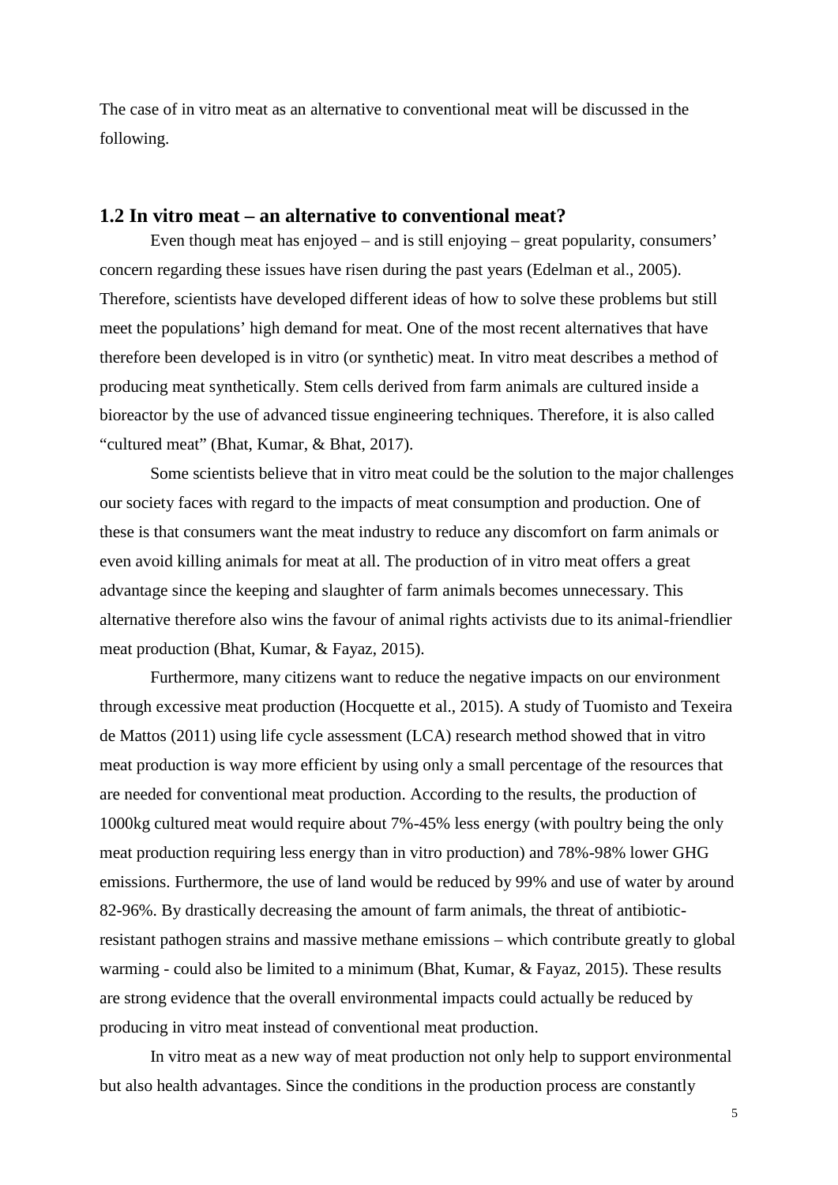The case of in vitro meat as an alternative to conventional meat will be discussed in the following.

## 1.2 In vitro meat – an alternative to conventional meat?

Even though meat has enjoyed – and is still enjoying – great popularity, consumers' concern regarding these issues have risen during the past years (Edelman et al., 2005). Therefore, scientists have developed different ideas of how to solve these problems but still meet the populations' high demand for meat. One of the most recent alternatives that have therefore been developed is in vitro (or synthetic) meat. In vitro meat describes a method of producing meat synthetically. Stem cells derived from farm animals are cultured inside a bioreactor by the use of advanced tissue engineering techniques. Therefore, it is also called "cultured meat" (Bhat, Kumar, & Bhat, 2017).

Some scientists believe that in vitro meat could be the solution to the major challenges our society faces with regard to the impacts of meat consumption and production. One of these is that consumers want the meat industry to reduce any discomfort on farm animals or even avoid killing animals for meat at all. The production of in vitro meat offers a great advantage since the keeping and slaughter of farm animals becomes unnecessary. This alternative therefore also wins the favour of animal rights activists due to its animal-friendlier meat production (Bhat, Kumar, & Fayaz, 2015).

Furthermore, many citizens want to reduce the negative impacts on our environment through excessive meat production (Hocquette et al., 2015). A study of Tuomisto and Texeira de Mattos (2011) using life cycle assessment (LCA) research method showed that in vitro meat production is way more efficient by using only a small percentage of the resources that are needed for conventional meat production. According to the results, the production of 1000kg cultured meat would require about 7%-45% less energy (with poultry being the only meat production requiring less energy than in vitro production) and 78%-98% lower GHG emissions. Furthermore, the use of land would be reduced by 99% and use of water by around 82-96%. By drastically decreasing the amount of farm animals, the threat of antibiotic-resistant pathogen strains and massive methane emissions – which contribute greatly to global warming - could also be limited to a minimum (Bhat, Kumar, & Fayaz, 2015). These results are strong evidence that the overall environmental impacts could actually be reduced by producing in vitro meat instead of conventional meat production.

In vitro meat as a new way of meat production not only help to support environmental but also health advantages. Since the conditions in the production process are constantly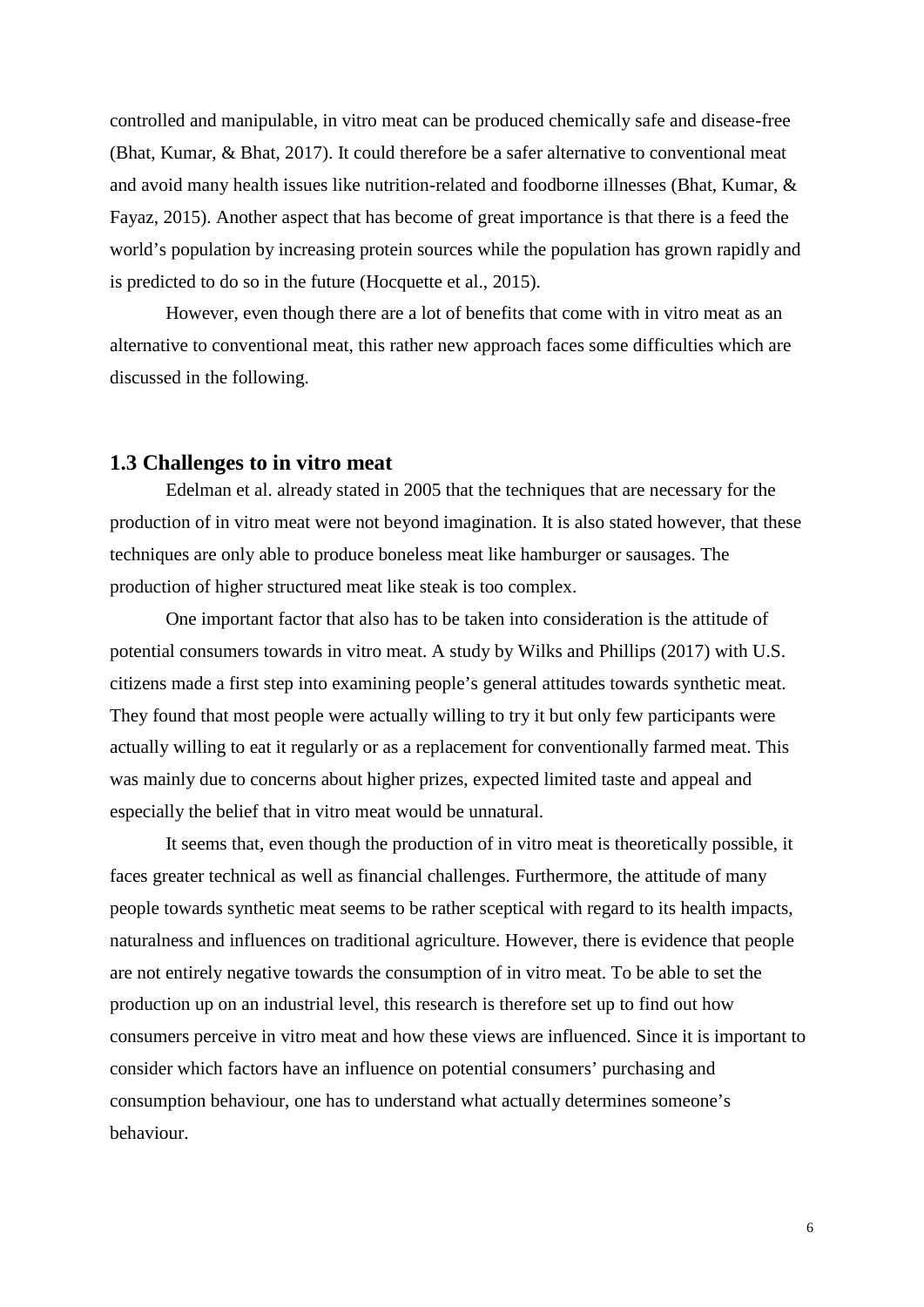controlled and manipulable, in vitro meat can be produced chemically safe and disease-free (Bhat, Kumar, & Bhat, 2017). It could therefore be a safer alternative to conventional meat and avoid many health issues like nutrition-related and foodborne illnesses (Bhat, Kumar, & Fayaz, 2015). Another aspect that has become of great importance is that there is a feed the world's population by increasing protein sources while the population has grown rapidly and is predicted to do so in the future (Hocquette et al., 2015).

However, even though there are a lot of benefits that come with in vitro meat as an alternative to conventional meat, this rather new approach faces some difficulties which are discussed in the following.

## 1.3 Challenges to in vitro meat

Edelman et al. already stated in 2005 that the techniques that are necessary for the production of in vitro meat were not beyond imagination. It is also stated however, that these techniques are only able to produce boneless meat like hamburger or sausages. The production of higher structured meat like steak is too complex.

One important factor that also has to be taken into consideration is the attitude of potential consumers towards in vitro meat. A study by Wilks and Phillips (2017) with U.S. citizens made a first step into examining people's general attitudes towards synthetic meat. They found that most people were actually willing to try it but only few participants were actually willing to eat it regularly or as a replacement for conventionally farmed meat. This was mainly due to concerns about higher prizes, expected limited taste and appeal and especially the belief that in vitro meat would be unnatural.

It seems that, even though the production of in vitro meat is theoretically possible, it faces greater technical as well as financial challenges. Furthermore, the attitude of many people towards synthetic meat seems to be rather sceptical with regard to its health impacts, naturalness and influences on traditional agriculture. However, there is evidence that people are not entirely negative towards the consumption of in vitro meat. To be able to set the production up on an industrial level, this research is therefore set up to find out how consumers perceive in vitro meat and how these views are influenced. Since it is important to consider which factors have an influence on potential consumers' purchasing and consumption behaviour, one has to understand what actually determines someone's behaviour.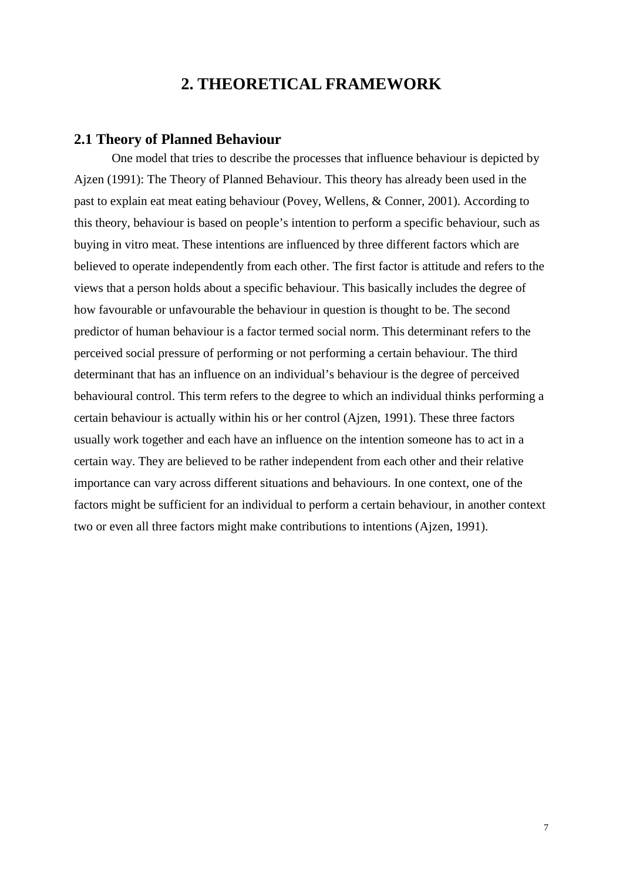# 2. THEORETICAL FRAMEWORK

## 2.1 Theory of Planned Behaviour

One model that tries to describe the processes that influence behaviour is depicted by Ajzen (1991): The Theory of Planned Behaviour. This theory has already been used in the past to explain eat meat eating behaviour (Povey, Wellens, & Conner, 2001). According to this theory, behaviour is based on people's intention to perform a specific behaviour, such as buying in vitro meat. These intentions are influenced by three different factors which are believed to operate independently from each other. The first factor is attitude and refers to the views that a person holds about a specific behaviour. This basically includes the degree of how favourable or unfavourable the behaviour in question is thought to be. The second predictor of human behaviour is a factor termed social norm. This determinant refers to the perceived social pressure of performing or not performing a certain behaviour. The third determinant that has an influence on an individual's behaviour is the degree of perceived behavioural control. This term refers to the degree to which an individual thinks performing a certain behaviour is actually within his or her control (Ajzen, 1991). These three factors usually work together and each have an influence on the intention someone has to act in a certain way. They are believed to be rather independent from each other and their relative importance can vary across different situations and behaviours. In one context, one of the factors might be sufficient for an individual to perform a certain behaviour, in another context two or even all three factors might make contributions to intentions (Ajzen, 1991).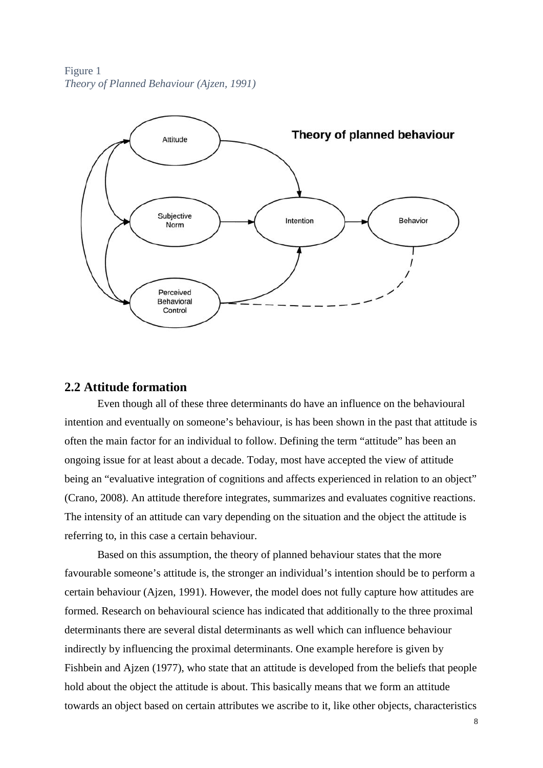Figure 1
*Theory of Planned Behaviour (Ajzen, 1991)*

Theory of planned behaviour

Attitude

Subjective Norm

Perceived Behavioral Control

Intention

Behavior

## 2.2 Attitude formation

Even though all of these three determinants do have an influence on the behavioural intention and eventually on someone's behaviour, is has been shown in the past that attitude is often the main factor for an individual to follow. Defining the term "attitude" has been an ongoing issue for at least about a decade. Today, most have accepted the view of attitude being an "evaluative integration of cognitions and affects experienced in relation to an object" (Crano, 2008). An attitude therefore integrates, summarizes and evaluates cognitive reactions. The intensity of an attitude can vary depending on the situation and the object the attitude is referring to, in this case a certain behaviour.

Based on this assumption, the theory of planned behaviour states that the more favourable someone's attitude is, the stronger an individual's intention should be to perform a certain behaviour (Ajzen, 1991). However, the model does not fully capture how attitudes are formed. Research on behavioural science has indicated that additionally to the three proximal determinants there are several distal determinants as well which can influence behaviour indirectly by influencing the proximal determinants. One example herefore is given by Fishbein and Ajzen (1977), who state that an attitude is developed from the beliefs that people hold about the object the attitude is about. This basically means that we form an attitude towards an object based on certain attributes we ascribe to it, like other objects, characteristics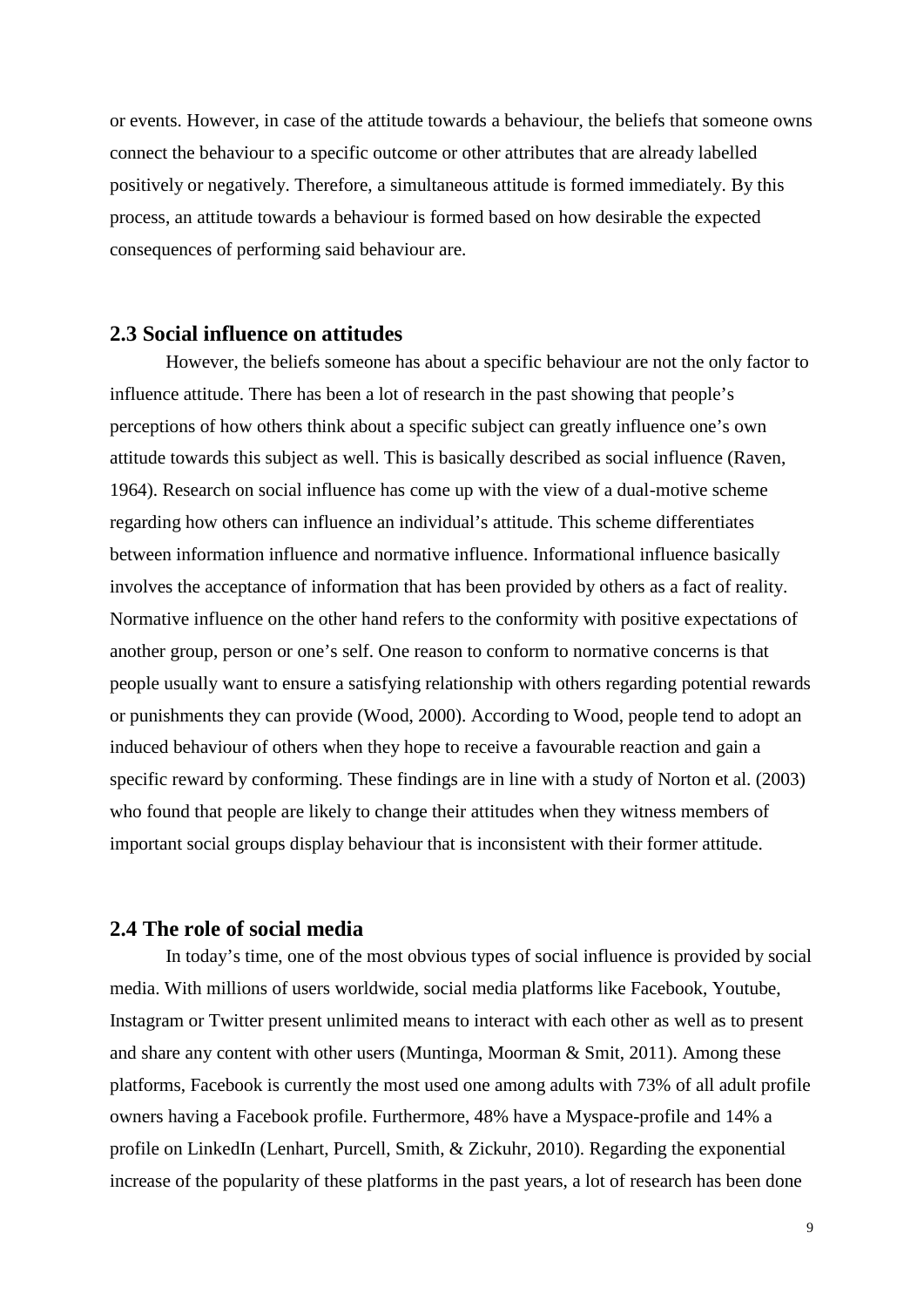or events. However, in case of the attitude towards a behaviour, the beliefs that someone owns connect the behaviour to a specific outcome or other attributes that are already labelled positively or negatively. Therefore, a simultaneous attitude is formed immediately. By this process, an attitude towards a behaviour is formed based on how desirable the expected consequences of performing said behaviour are.

## 2.3 Social influence on attitudes

However, the beliefs someone has about a specific behaviour are not the only factor to influence attitude. There has been a lot of research in the past showing that people's perceptions of how others think about a specific subject can greatly influence one's own attitude towards this subject as well. This is basically described as social influence (Raven, 1964). Research on social influence has come up with the view of a dual-motive scheme regarding how others can influence an individual's attitude. This scheme differentiates between information influence and normative influence. Informational influence basically involves the acceptance of information that has been provided by others as a fact of reality. Normative influence on the other hand refers to the conformity with positive expectations of another group, person or one's self. One reason to conform to normative concerns is that people usually want to ensure a satisfying relationship with others regarding potential rewards or punishments they can provide (Wood, 2000). According to Wood, people tend to adopt an induced behaviour of others when they hope to receive a favourable reaction and gain a specific reward by conforming. These findings are in line with a study of Norton et al. (2003) who found that people are likely to change their attitudes when they witness members of important social groups display behaviour that is inconsistent with their former attitude.

## 2.4 The role of social media

In today's time, one of the most obvious types of social influence is provided by social media. With millions of users worldwide, social media platforms like Facebook, Youtube, Instagram or Twitter present unlimited means to interact with each other as well as to present and share any content with other users (Muntinga, Moorman & Smit, 2011). Among these platforms, Facebook is currently the most used one among adults with 73% of all adult profile owners having a Facebook profile. Furthermore, 48% have a Myspace-profile and 14% a profile on LinkedIn (Lenhart, Purcell, Smith, & Zickuhr, 2010). Regarding the exponential increase of the popularity of these platforms in the past years, a lot of research has been done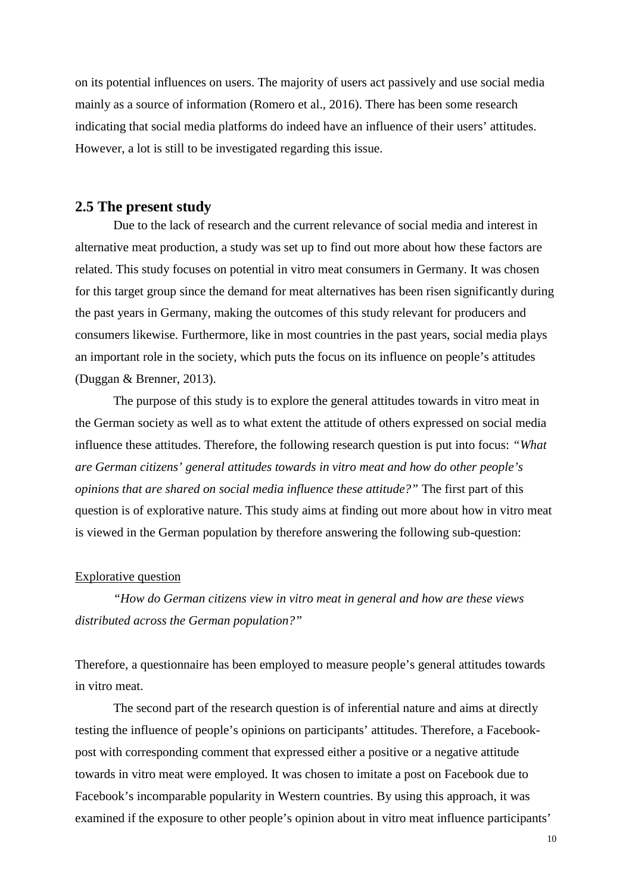on its potential influences on users. The majority of users act passively and use social media mainly as a source of information (Romero et al., 2016). There has been some research indicating that social media platforms do indeed have an influence of their users' attitudes. However, a lot is still to be investigated regarding this issue.

## 2.5 The present study

Due to the lack of research and the current relevance of social media and interest in alternative meat production, a study was set up to find out more about how these factors are related. This study focuses on potential in vitro meat consumers in Germany. It was chosen for this target group since the demand for meat alternatives has been risen significantly during the past years in Germany, making the outcomes of this study relevant for producers and consumers likewise. Furthermore, like in most countries in the past years, social media plays an important role in the society, which puts the focus on its influence on people's attitudes (Duggan & Brenner, 2013).

The purpose of this study is to explore the general attitudes towards in vitro meat in the German society as well as to what extent the attitude of others expressed on social media influence these attitudes. Therefore, the following research question is put into focus: *"What are German citizens' general attitudes towards in vitro meat and how do other people's opinions that are shared on social media influence these attitude?"* The first part of this question is of explorative nature. This study aims at finding out more about how in vitro meat is viewed in the German population by therefore answering the following sub-question:

Explorative question

*"How do German citizens view in vitro meat in general and how are these views distributed across the German population?"*

Therefore, a questionnaire has been employed to measure people's general attitudes towards in vitro meat.

The second part of the research question is of inferential nature and aims at directly testing the influence of people's opinions on participants' attitudes. Therefore, a Facebook-post with corresponding comment that expressed either a positive or a negative attitude towards in vitro meat were employed. It was chosen to imitate a post on Facebook due to Facebook's incomparable popularity in Western countries. By using this approach, it was examined if the exposure to other people's opinion about in vitro meat influence participants'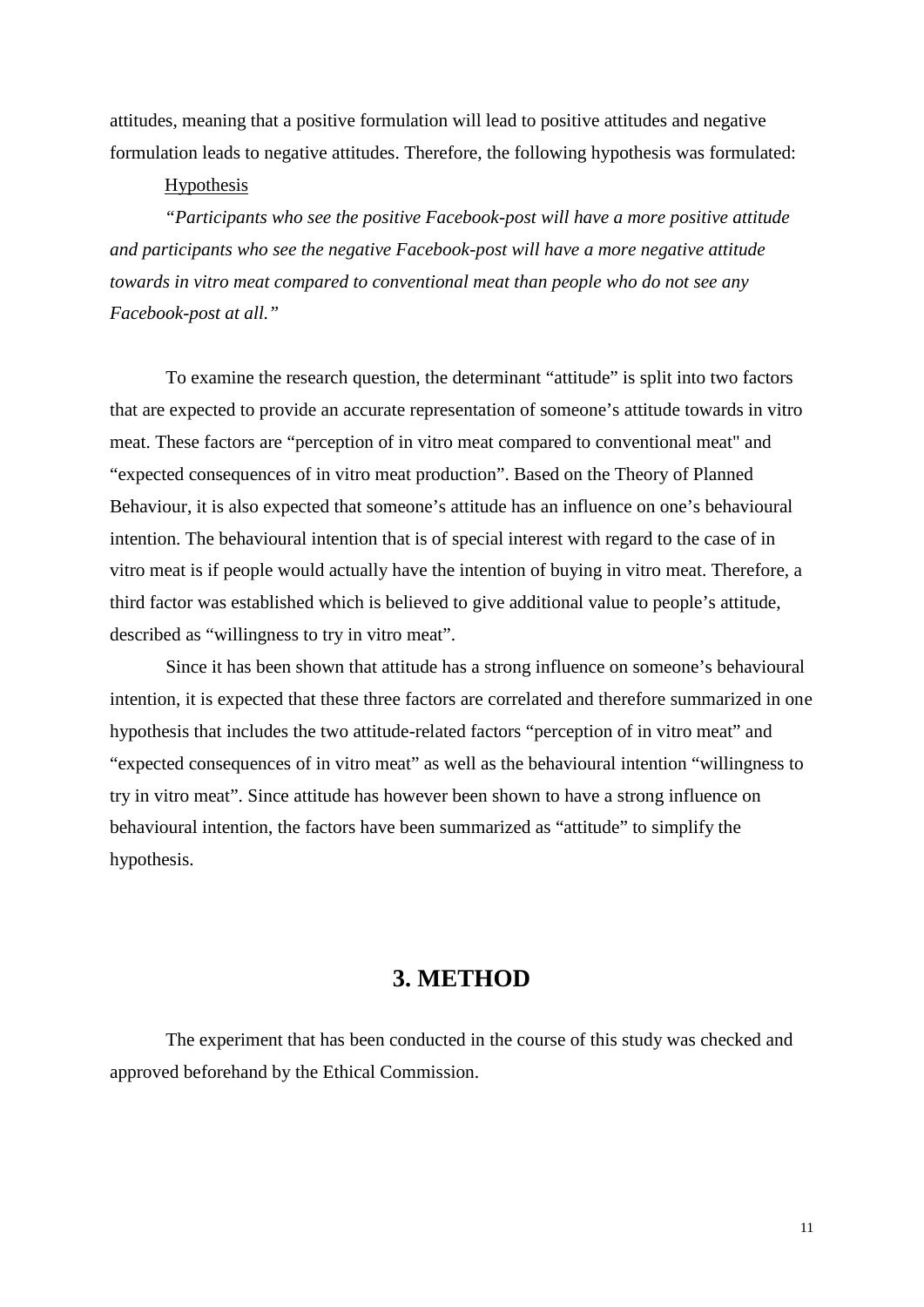attitudes, meaning that a positive formulation will lead to positive attitudes and negative formulation leads to negative attitudes. Therefore, the following hypothesis was formulated:

Hypothesis

*"Participants who see the positive Facebook-post will have a more positive attitude and participants who see the negative Facebook-post will have a more negative attitude towards in vitro meat compared to conventional meat than people who do not see any Facebook-post at all."*

To examine the research question, the determinant "attitude" is split into two factors that are expected to provide an accurate representation of someone's attitude towards in vitro meat. These factors are "perception of in vitro meat compared to conventional meat" and "expected consequences of in vitro meat production". Based on the Theory of Planned Behaviour, it is also expected that someone's attitude has an influence on one's behavioural intention. The behavioural intention that is of special interest with regard to the case of in vitro meat is if people would actually have the intention of buying in vitro meat. Therefore, a third factor was established which is believed to give additional value to people's attitude, described as "willingness to try in vitro meat".

Since it has been shown that attitude has a strong influence on someone's behavioural intention, it is expected that these three factors are correlated and therefore summarized in one hypothesis that includes the two attitude-related factors "perception of in vitro meat" and "expected consequences of in vitro meat" as well as the behavioural intention "willingness to try in vitro meat". Since attitude has however been shown to have a strong influence on behavioural intention, the factors have been summarized as "attitude" to simplify the hypothesis.

# 3. METHOD

The experiment that has been conducted in the course of this study was checked and approved beforehand by the Ethical Commission.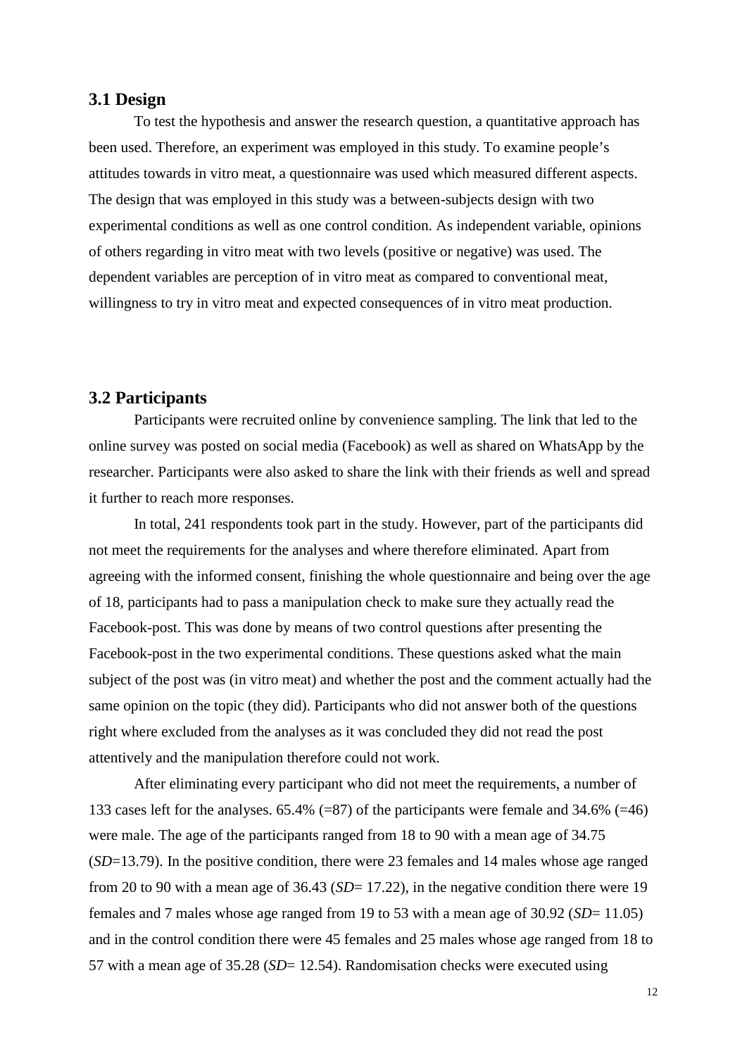### 3.1 Design

To test the hypothesis and answer the research question, a quantitative approach has been used. Therefore, an experiment was employed in this study. To examine people's attitudes towards in vitro meat, a questionnaire was used which measured different aspects. The design that was employed in this study was a between-subjects design with two experimental conditions as well as one control condition. As independent variable, opinions of others regarding in vitro meat with two levels (positive or negative) was used. The dependent variables are perception of in vitro meat as compared to conventional meat, willingness to try in vitro meat and expected consequences of in vitro meat production.

### 3.2 Participants

Participants were recruited online by convenience sampling. The link that led to the online survey was posted on social media (Facebook) as well as shared on WhatsApp by the researcher. Participants were also asked to share the link with their friends as well and spread it further to reach more responses.

In total, 241 respondents took part in the study. However, part of the participants did not meet the requirements for the analyses and where therefore eliminated. Apart from agreeing with the informed consent, finishing the whole questionnaire and being over the age of 18, participants had to pass a manipulation check to make sure they actually read the Facebook-post. This was done by means of two control questions after presenting the Facebook-post in the two experimental conditions. These questions asked what the main subject of the post was (in vitro meat) and whether the post and the comment actually had the same opinion on the topic (they did). Participants who did not answer both of the questions right where excluded from the analyses as it was concluded they did not read the post attentively and the manipulation therefore could not work.

After eliminating every participant who did not meet the requirements, a number of 133 cases left for the analyses. 65.4% (=87) of the participants were female and 34.6% (=46) were male. The age of the participants ranged from 18 to 90 with a mean age of 34.75 (*SD*=13.79). In the positive condition, there were 23 females and 14 males whose age ranged from 20 to 90 with a mean age of 36.43 (*SD*= 17.22), in the negative condition there were 19 females and 7 males whose age ranged from 19 to 53 with a mean age of 30.92 (*SD*= 11.05) and in the control condition there were 45 females and 25 males whose age ranged from 18 to 57 with a mean age of 35.28 (*SD*= 12.54). Randomisation checks were executed using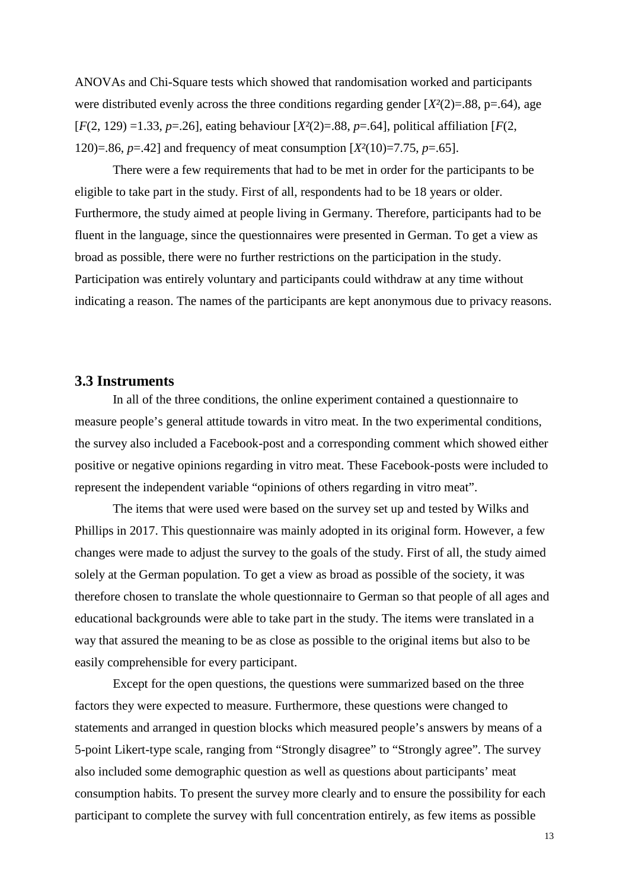ANOVAs and Chi-Square tests which showed that randomisation worked and participants were distributed evenly across the three conditions regarding gender [$X^2(2)=.88$, $p=.64$), age [$F(2, 129)=1.33$, $p=.26$], eating behaviour [$X^2(2)=.88$, $p=.64$], political affiliation [$F(2, 120)=.86$, $p=.42$] and frequency of meat consumption [$X^2(10)=7.75$, $p=.65$].

There were a few requirements that had to be met in order for the participants to be eligible to take part in the study. First of all, respondents had to be 18 years or older. Furthermore, the study aimed at people living in Germany. Therefore, participants had to be fluent in the language, since the questionnaires were presented in German. To get a view as broad as possible, there were no further restrictions on the participation in the study. Participation was entirely voluntary and participants could withdraw at any time without indicating a reason. The names of the participants are kept anonymous due to privacy reasons.

## 3.3 Instruments

In all of the three conditions, the online experiment contained a questionnaire to measure people's general attitude towards in vitro meat. In the two experimental conditions, the survey also included a Facebook-post and a corresponding comment which showed either positive or negative opinions regarding in vitro meat. These Facebook-posts were included to represent the independent variable "opinions of others regarding in vitro meat".

The items that were used were based on the survey set up and tested by Wilks and Phillips in 2017. This questionnaire was mainly adopted in its original form. However, a few changes were made to adjust the survey to the goals of the study. First of all, the study aimed solely at the German population. To get a view as broad as possible of the society, it was therefore chosen to translate the whole questionnaire to German so that people of all ages and educational backgrounds were able to take part in the study. The items were translated in a way that assured the meaning to be as close as possible to the original items but also to be easily comprehensible for every participant.

Except for the open questions, the questions were summarized based on the three factors they were expected to measure. Furthermore, these questions were changed to statements and arranged in question blocks which measured people's answers by means of a 5-point Likert-type scale, ranging from "Strongly disagree" to "Strongly agree". The survey also included some demographic question as well as questions about participants' meat consumption habits. To present the survey more clearly and to ensure the possibility for each participant to complete the survey with full concentration entirely, as few items as possible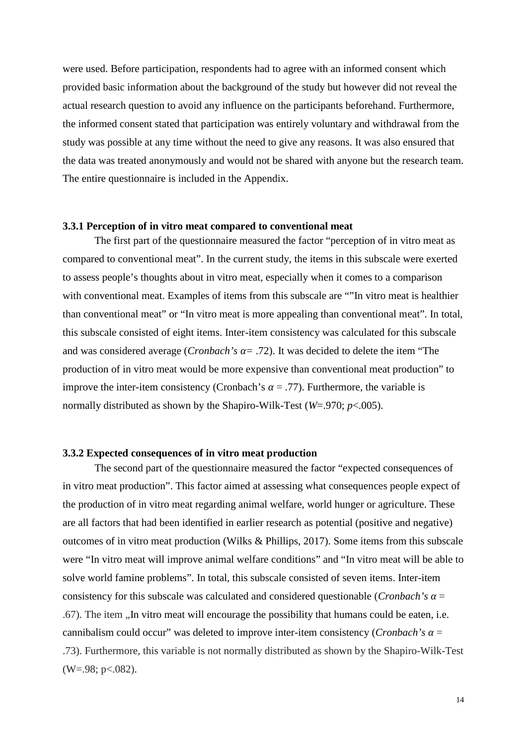were used. Before participation, respondents had to agree with an informed consent which provided basic information about the background of the study but however did not reveal the actual research question to avoid any influence on the participants beforehand. Furthermore, the informed consent stated that participation was entirely voluntary and withdrawal from the study was possible at any time without the need to give any reasons. It was also ensured that the data was treated anonymously and would not be shared with anyone but the research team. The entire questionnaire is included in the Appendix.

### 3.3.1 Perception of in vitro meat compared to conventional meat

The first part of the questionnaire measured the factor "perception of in vitro meat as compared to conventional meat". In the current study, the items in this subscale were exerted to assess people's thoughts about in vitro meat, especially when it comes to a comparison with conventional meat. Examples of items from this subscale are ""In vitro meat is healthier than conventional meat" or "In vitro meat is more appealing than conventional meat". In total, this subscale consisted of eight items. Inter-item consistency was calculated for this subscale and was considered average (*Cronbach's* $\alpha$= .72). It was decided to delete the item "The production of in vitro meat would be more expensive than conventional meat production" to improve the inter-item consistency (Cronbach's $\alpha$ = .77). Furthermore, the variable is normally distributed as shown by the Shapiro-Wilk-Test ($W$=.970; $p$<.005).

### 3.3.2 Expected consequences of in vitro meat production

The second part of the questionnaire measured the factor "expected consequences of in vitro meat production". This factor aimed at assessing what consequences people expect of the production of in vitro meat regarding animal welfare, world hunger or agriculture. These are all factors that had been identified in earlier research as potential (positive and negative) outcomes of in vitro meat production (Wilks & Phillips, 2017). Some items from this subscale were "In vitro meat will improve animal welfare conditions" and "In vitro meat will be able to solve world famine problems". In total, this subscale consisted of seven items. Inter-item consistency for this subscale was calculated and considered questionable (*Cronbach's* $\alpha$ = .67). The item „In vitro meat will encourage the possibility that humans could be eaten, i.e. cannibalism could occur" was deleted to improve inter-item consistency (*Cronbach's* $\alpha$ = .73). Furthermore, this variable is not normally distributed as shown by the Shapiro-Wilk-Test (W=.98; p<.082).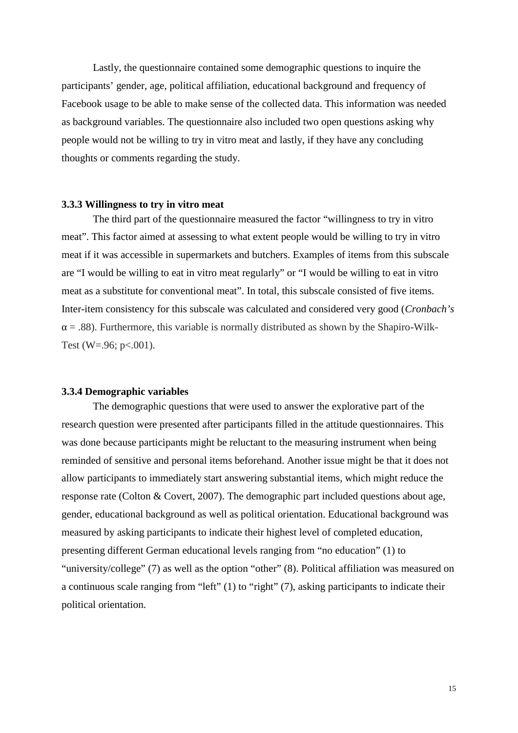Lastly, the questionnaire contained some demographic questions to inquire the participants' gender, age, political affiliation, educational background and frequency of Facebook usage to be able to make sense of the collected data. This information was needed as background variables. The questionnaire also included two open questions asking why people would not be willing to try in vitro meat and lastly, if they have any concluding thoughts or comments regarding the study.

### 3.3.3 Willingness to try in vitro meat

The third part of the questionnaire measured the factor "willingness to try in vitro meat". This factor aimed at assessing to what extent people would be willing to try in vitro meat if it was accessible in supermarkets and butchers. Examples of items from this subscale are "I would be willing to eat in vitro meat regularly" or "I would be willing to eat in vitro meat as a substitute for conventional meat". In total, this subscale consisted of five items. Inter-item consistency for this subscale was calculated and considered very good (*Cronbach's* $\alpha = .88$). Furthermore, this variable is normally distributed as shown by the Shapiro-Wilk-Test ($W=.96$; $p<.001$).

### 3.3.4 Demographic variables

The demographic questions that were used to answer the explorative part of the research question were presented after participants filled in the attitude questionnaires. This was done because participants might be reluctant to the measuring instrument when being reminded of sensitive and personal items beforehand. Another issue might be that it does not allow participants to immediately start answering substantial items, which might reduce the response rate (Colton & Covert, 2007). The demographic part included questions about age, gender, educational background as well as political orientation. Educational background was measured by asking participants to indicate their highest level of completed education, presenting different German educational levels ranging from "no education" (1) to "university/college" (7) as well as the option "other" (8). Political affiliation was measured on a continuous scale ranging from "left" (1) to "right" (7), asking participants to indicate their political orientation.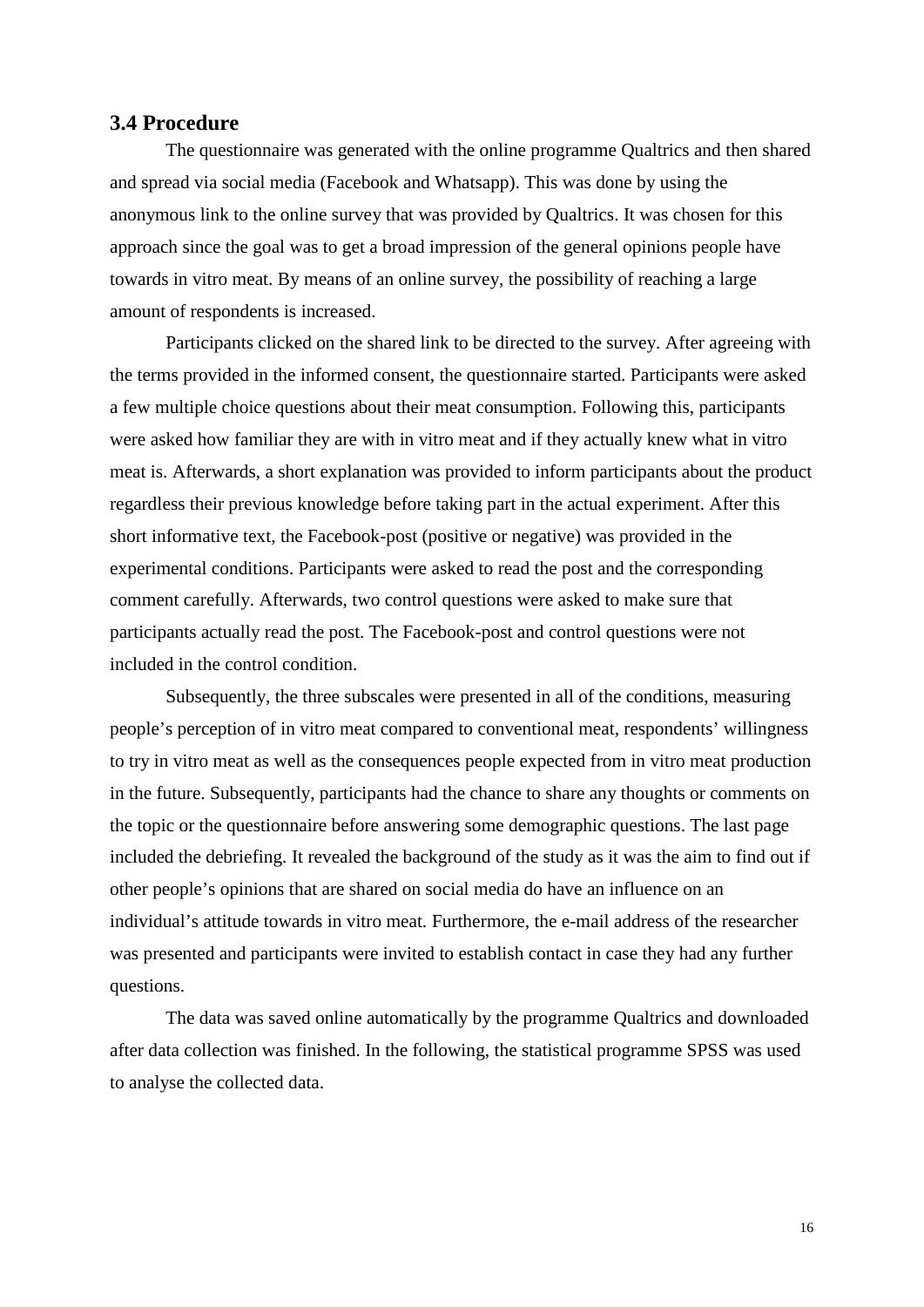### 3.4 Procedure

The questionnaire was generated with the online programme Qualtrics and then shared and spread via social media (Facebook and Whatsapp). This was done by using the anonymous link to the online survey that was provided by Qualtrics. It was chosen for this approach since the goal was to get a broad impression of the general opinions people have towards in vitro meat. By means of an online survey, the possibility of reaching a large amount of respondents is increased.

Participants clicked on the shared link to be directed to the survey. After agreeing with the terms provided in the informed consent, the questionnaire started. Participants were asked a few multiple choice questions about their meat consumption. Following this, participants were asked how familiar they are with in vitro meat and if they actually knew what in vitro meat is. Afterwards, a short explanation was provided to inform participants about the product regardless their previous knowledge before taking part in the actual experiment. After this short informative text, the Facebook-post (positive or negative) was provided in the experimental conditions. Participants were asked to read the post and the corresponding comment carefully. Afterwards, two control questions were asked to make sure that participants actually read the post. The Facebook-post and control questions were not included in the control condition.

Subsequently, the three subscales were presented in all of the conditions, measuring people's perception of in vitro meat compared to conventional meat, respondents' willingness to try in vitro meat as well as the consequences people expected from in vitro meat production in the future. Subsequently, participants had the chance to share any thoughts or comments on the topic or the questionnaire before answering some demographic questions. The last page included the debriefing. It revealed the background of the study as it was the aim to find out if other people's opinions that are shared on social media do have an influence on an individual's attitude towards in vitro meat. Furthermore, the e-mail address of the researcher was presented and participants were invited to establish contact in case they had any further questions.

The data was saved online automatically by the programme Qualtrics and downloaded after data collection was finished. In the following, the statistical programme SPSS was used to analyse the collected data.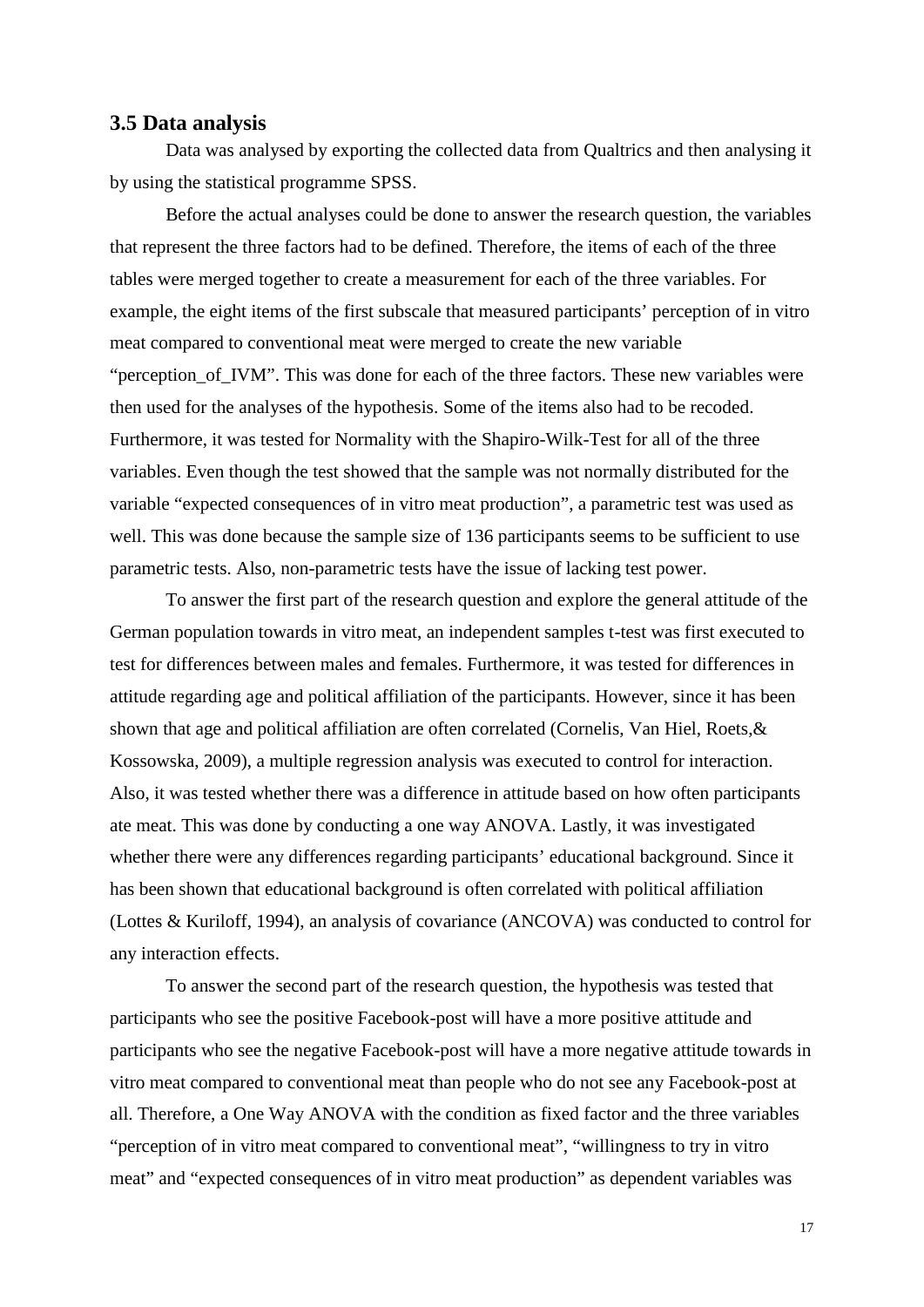### 3.5 Data analysis

Data was analysed by exporting the collected data from Qualtrics and then analysing it by using the statistical programme SPSS.

Before the actual analyses could be done to answer the research question, the variables that represent the three factors had to be defined. Therefore, the items of each of the three tables were merged together to create a measurement for each of the three variables. For example, the eight items of the first subscale that measured participants' perception of in vitro meat compared to conventional meat were merged to create the new variable "perception_of_IVM". This was done for each of the three factors. These new variables were then used for the analyses of the hypothesis. Some of the items also had to be recoded. Furthermore, it was tested for Normality with the Shapiro-Wilk-Test for all of the three variables. Even though the test showed that the sample was not normally distributed for the variable "expected consequences of in vitro meat production", a parametric test was used as well. This was done because the sample size of 136 participants seems to be sufficient to use parametric tests. Also, non-parametric tests have the issue of lacking test power.

To answer the first part of the research question and explore the general attitude of the German population towards in vitro meat, an independent samples t-test was first executed to test for differences between males and females. Furthermore, it was tested for differences in attitude regarding age and political affiliation of the participants. However, since it has been shown that age and political affiliation are often correlated (Cornelis, Van Hiel, Roets,& Kossowska, 2009), a multiple regression analysis was executed to control for interaction. Also, it was tested whether there was a difference in attitude based on how often participants ate meat. This was done by conducting a one way ANOVA. Lastly, it was investigated whether there were any differences regarding participants' educational background. Since it has been shown that educational background is often correlated with political affiliation (Lottes & Kuriloff, 1994), an analysis of covariance (ANCOVA) was conducted to control for any interaction effects.

To answer the second part of the research question, the hypothesis was tested that participants who see the positive Facebook-post will have a more positive attitude and participants who see the negative Facebook-post will have a more negative attitude towards in vitro meat compared to conventional meat than people who do not see any Facebook-post at all. Therefore, a One Way ANOVA with the condition as fixed factor and the three variables "perception of in vitro meat compared to conventional meat", "willingness to try in vitro meat" and "expected consequences of in vitro meat production" as dependent variables was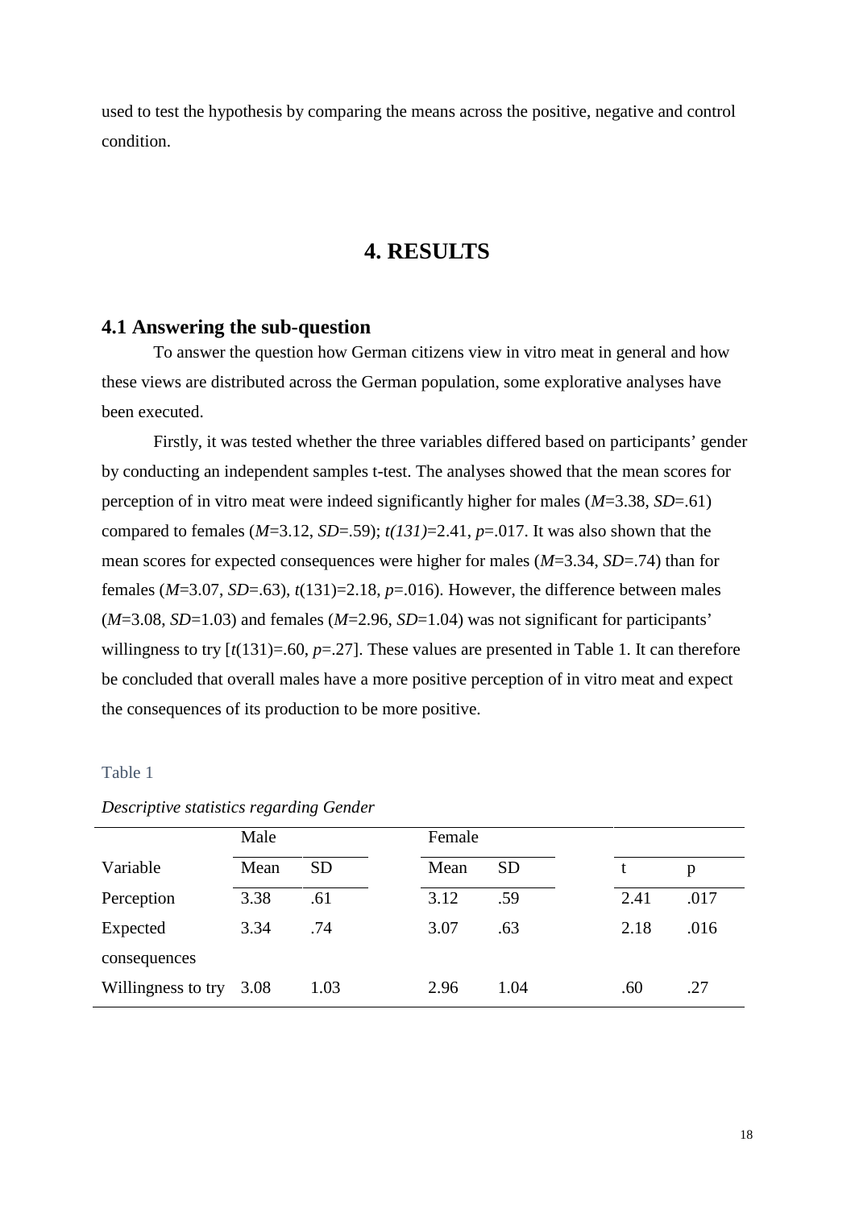used to test the hypothesis by comparing the means across the positive, negative and control condition.

# 4. RESULTS

## 4.1 Answering the sub-question

To answer the question how German citizens view in vitro meat in general and how these views are distributed across the German population, some explorative analyses have been executed.

Firstly, it was tested whether the three variables differed based on participants' gender by conducting an independent samples t-test. The analyses showed that the mean scores for perception of in vitro meat were indeed significantly higher for males ($M$=3.38, $SD$=.61) compared to females ($M$=3.12, $SD$=.59); $t(131)$=2.41, $p$=.017. It was also shown that the mean scores for expected consequences were higher for males ($M$=3.34, $SD$=.74) than for females ($M$=3.07, $SD$=.63), $t$(131)=2.18, $p$=.016). However, the difference between males ($M$=3.08, $SD$=1.03) and females ($M$=2.96, $SD$=1.04) was not significant for participants' willingness to try [$t$(131)=.60, $p$=.27]. These values are presented in Table 1. It can therefore be concluded that overall males have a more positive perception of in vitro meat and expect the consequences of its production to be more positive.

Table 1

*Descriptive statistics regarding Gender*

| | Male | | Female | | | |
|---|---|---|---|---|---|---|
| Variable | Mean | SD | Mean | SD | t | p |
| Perception | 3.38 | .61 | 3.12 | .59 | 2.41 | .017 |
| Expected consequences | 3.34 | .74 | 3.07 | .63 | 2.18 | .016 |
| Willingness to try | 3.08 | 1.03 | 2.96 | 1.04 | .60 | .27 |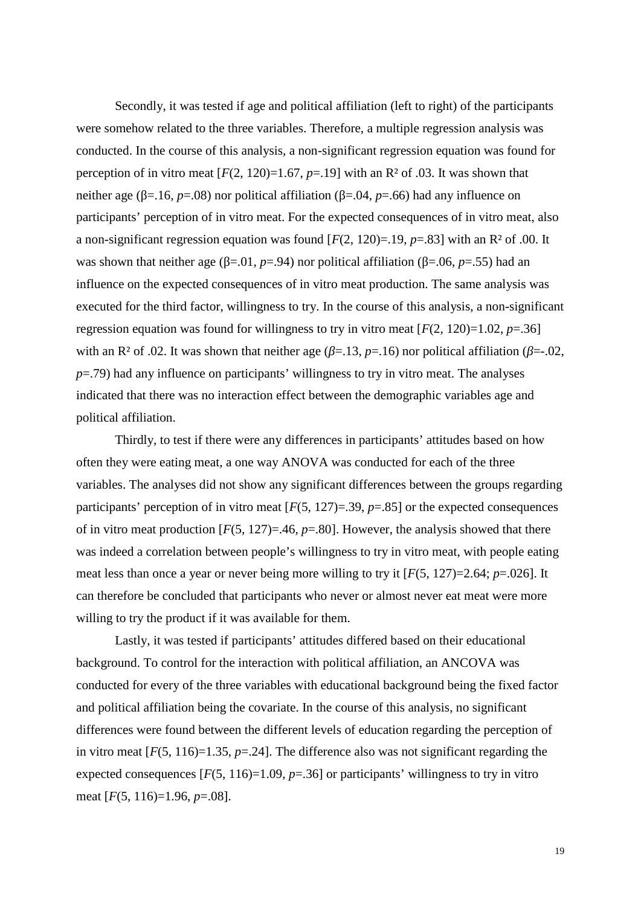Secondly, it was tested if age and political affiliation (left to right) of the participants were somehow related to the three variables. Therefore, a multiple regression analysis was conducted. In the course of this analysis, a non-significant regression equation was found for perception of in vitro meat [$F(2, 120)=1.67$, $p=.19$] with an $R^2$ of .03. It was shown that neither age ($\beta=.16$, $p=.08$) nor political affiliation ($\beta=.04$, $p=.66$) had any influence on participants' perception of in vitro meat. For the expected consequences of in vitro meat, also a non-significant regression equation was found [$F(2, 120)=.19$, $p=.83$] with an $R^2$ of .00. It was shown that neither age ($\beta=.01$, $p=.94$) nor political affiliation ($\beta=.06$, $p=.55$) had an influence on the expected consequences of in vitro meat production. The same analysis was executed for the third factor, willingness to try. In the course of this analysis, a non-significant regression equation was found for willingness to try in vitro meat [$F(2, 120)=1.02$, $p=.36$] with an $R^2$ of .02. It was shown that neither age ($\beta=.13$, $p=.16$) nor political affiliation ($\beta=-.02$, $p=.79$) had any influence on participants' willingness to try in vitro meat. The analyses indicated that there was no interaction effect between the demographic variables age and political affiliation.

Thirdly, to test if there were any differences in participants' attitudes based on how often they were eating meat, a one way ANOVA was conducted for each of the three variables. The analyses did not show any significant differences between the groups regarding participants' perception of in vitro meat [$F(5, 127)=.39$, $p=.85$] or the expected consequences of in vitro meat production [$F(5, 127)=.46$, $p=.80$]. However, the analysis showed that there was indeed a correlation between people's willingness to try in vitro meat, with people eating meat less than once a year or never being more willing to try it [$F(5, 127)=2.64$; $p=.026$]. It can therefore be concluded that participants who never or almost never eat meat were more willing to try the product if it was available for them.

Lastly, it was tested if participants' attitudes differed based on their educational background. To control for the interaction with political affiliation, an ANCOVA was conducted for every of the three variables with educational background being the fixed factor and political affiliation being the covariate. In the course of this analysis, no significant differences were found between the different levels of education regarding the perception of in vitro meat [$F(5, 116)=1.35$, $p=.24$]. The difference also was not significant regarding the expected consequences [$F(5, 116)=1.09$, $p=.36$] or participants' willingness to try in vitro meat [$F(5, 116)=1.96$, $p=.08$].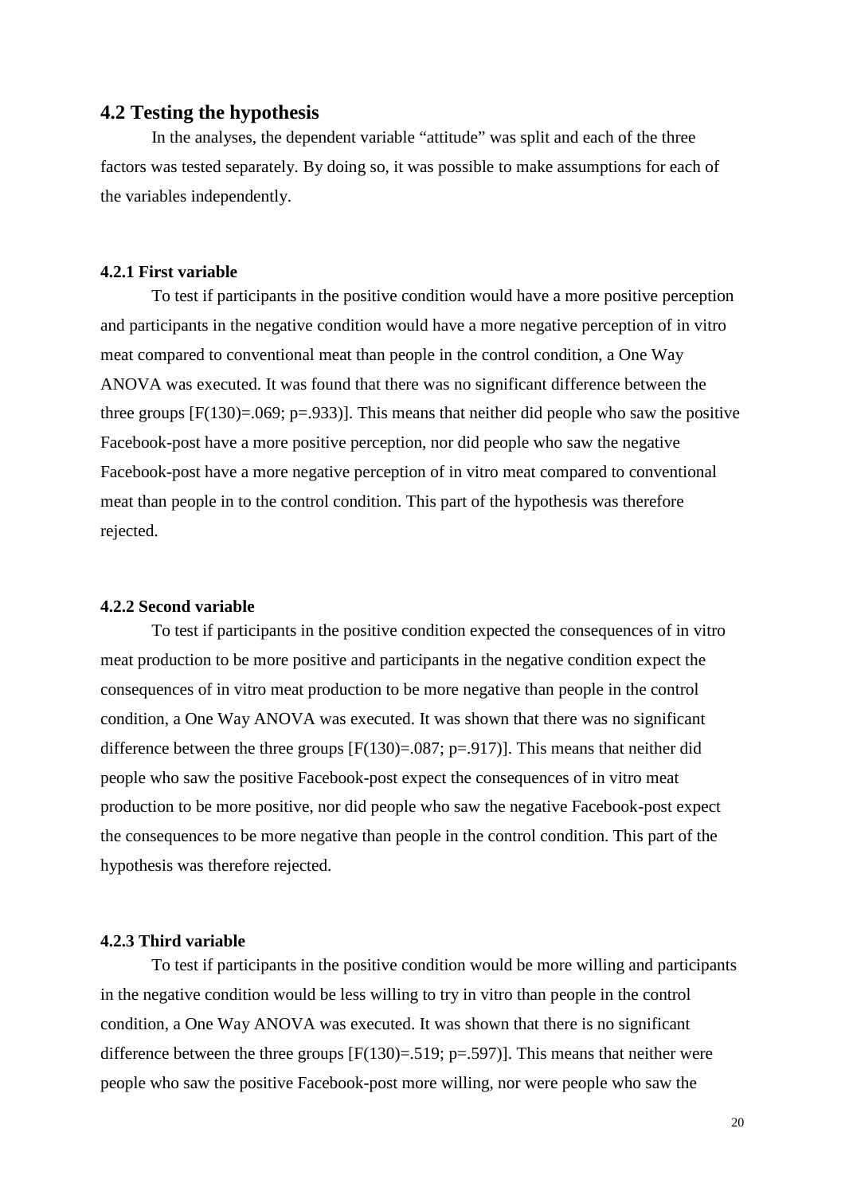## 4.2 Testing the hypothesis

In the analyses, the dependent variable "attitude" was split and each of the three factors was tested separately. By doing so, it was possible to make assumptions for each of the variables independently.

### 4.2.1 First variable

To test if participants in the positive condition would have a more positive perception and participants in the negative condition would have a more negative perception of in vitro meat compared to conventional meat than people in the control condition, a One Way ANOVA was executed. It was found that there was no significant difference between the three groups [$F(130)=.069$; $p=.933$)]. This means that neither did people who saw the positive Facebook-post have a more positive perception, nor did people who saw the negative Facebook-post have a more negative perception of in vitro meat compared to conventional meat than people in to the control condition. This part of the hypothesis was therefore rejected.

### 4.2.2 Second variable

To test if participants in the positive condition expected the consequences of in vitro meat production to be more positive and participants in the negative condition expect the consequences of in vitro meat production to be more negative than people in the control condition, a One Way ANOVA was executed. It was shown that there was no significant difference between the three groups [$F(130)=.087$; $p=.917$)]. This means that neither did people who saw the positive Facebook-post expect the consequences of in vitro meat production to be more positive, nor did people who saw the negative Facebook-post expect the consequences to be more negative than people in the control condition. This part of the hypothesis was therefore rejected.

### 4.2.3 Third variable

To test if participants in the positive condition would be more willing and participants in the negative condition would be less willing to try in vitro than people in the control condition, a One Way ANOVA was executed. It was shown that there is no significant difference between the three groups [$F(130)=.519$; $p=.597$)]. This means that neither were people who saw the positive Facebook-post more willing, nor were people who saw the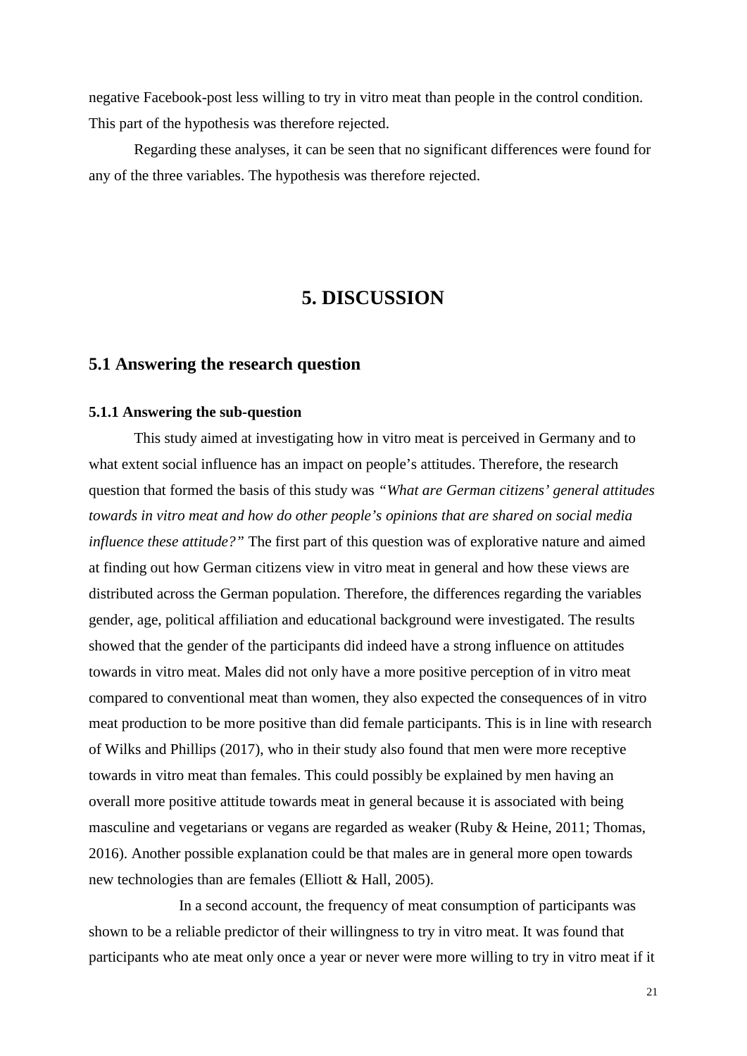negative Facebook-post less willing to try in vitro meat than people in the control condition. This part of the hypothesis was therefore rejected.

Regarding these analyses, it can be seen that no significant differences were found for any of the three variables. The hypothesis was therefore rejected.

# 5. DISCUSSION

## 5.1 Answering the research question

### 5.1.1 Answering the sub-question

This study aimed at investigating how in vitro meat is perceived in Germany and to what extent social influence has an impact on people's attitudes. Therefore, the research question that formed the basis of this study was *"What are German citizens' general attitudes towards in vitro meat and how do other people's opinions that are shared on social media influence these attitude?"* The first part of this question was of explorative nature and aimed at finding out how German citizens view in vitro meat in general and how these views are distributed across the German population. Therefore, the differences regarding the variables gender, age, political affiliation and educational background were investigated. The results showed that the gender of the participants did indeed have a strong influence on attitudes towards in vitro meat. Males did not only have a more positive perception of in vitro meat compared to conventional meat than women, they also expected the consequences of in vitro meat production to be more positive than did female participants. This is in line with research of Wilks and Phillips (2017), who in their study also found that men were more receptive towards in vitro meat than females. This could possibly be explained by men having an overall more positive attitude towards meat in general because it is associated with being masculine and vegetarians or vegans are regarded as weaker (Ruby & Heine, 2011; Thomas, 2016). Another possible explanation could be that males are in general more open towards new technologies than are females (Elliott & Hall, 2005).

In a second account, the frequency of meat consumption of participants was shown to be a reliable predictor of their willingness to try in vitro meat. It was found that participants who ate meat only once a year or never were more willing to try in vitro meat if it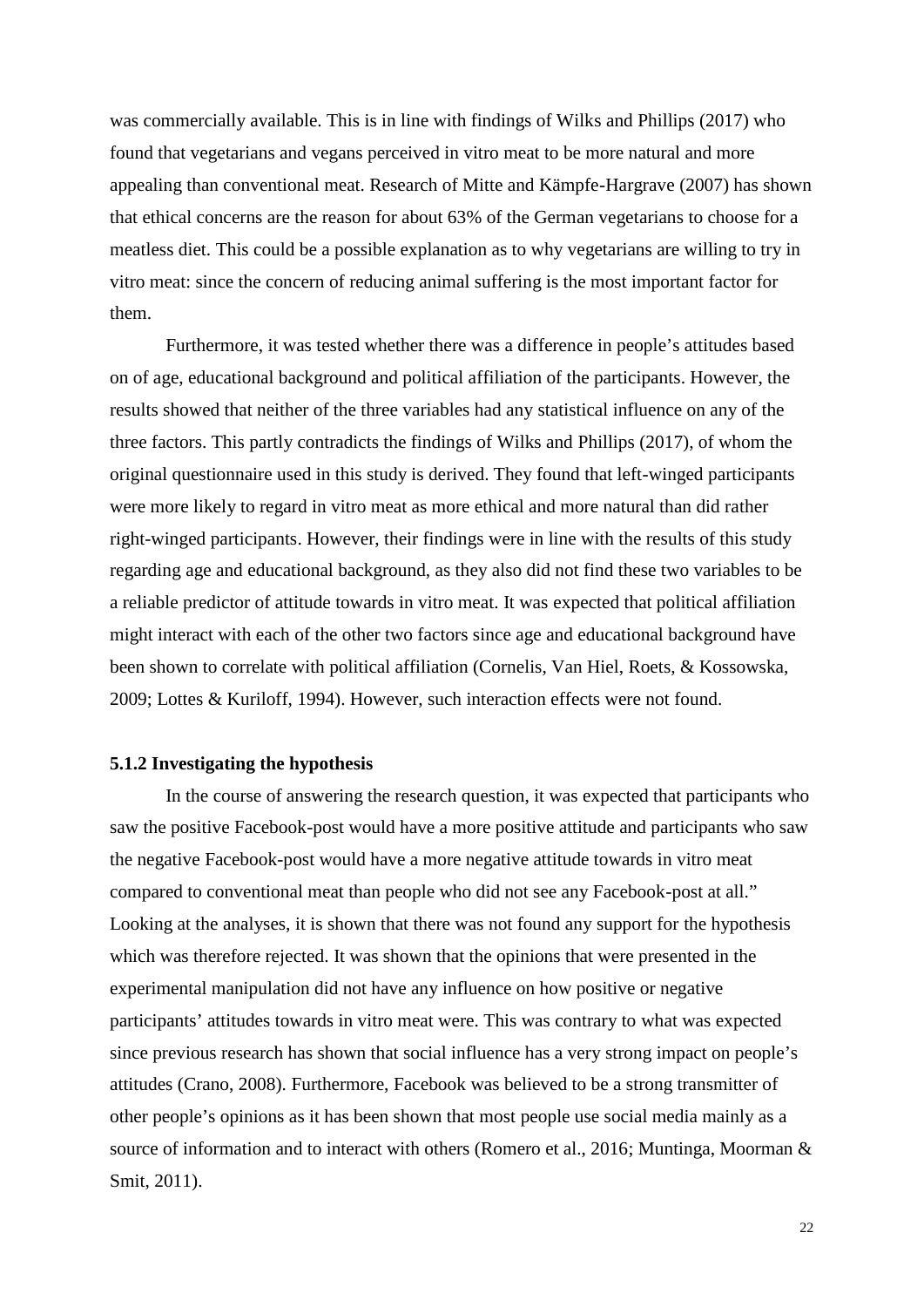was commercially available. This is in line with findings of Wilks and Phillips (2017) who found that vegetarians and vegans perceived in vitro meat to be more natural and more appealing than conventional meat. Research of Mitte and Kämpfe-Hargrave (2007) has shown that ethical concerns are the reason for about 63% of the German vegetarians to choose for a meatless diet. This could be a possible explanation as to why vegetarians are willing to try in vitro meat: since the concern of reducing animal suffering is the most important factor for them.

Furthermore, it was tested whether there was a difference in people's attitudes based on of age, educational background and political affiliation of the participants. However, the results showed that neither of the three variables had any statistical influence on any of the three factors. This partly contradicts the findings of Wilks and Phillips (2017), of whom the original questionnaire used in this study is derived. They found that left-winged participants were more likely to regard in vitro meat as more ethical and more natural than did rather right-winged participants. However, their findings were in line with the results of this study regarding age and educational background, as they also did not find these two variables to be a reliable predictor of attitude towards in vitro meat. It was expected that political affiliation might interact with each of the other two factors since age and educational background have been shown to correlate with political affiliation (Cornelis, Van Hiel, Roets, & Kossowska, 2009; Lottes & Kuriloff, 1994). However, such interaction effects were not found.

### 5.1.2 Investigating the hypothesis

In the course of answering the research question, it was expected that participants who saw the positive Facebook-post would have a more positive attitude and participants who saw the negative Facebook-post would have a more negative attitude towards in vitro meat compared to conventional meat than people who did not see any Facebook-post at all." Looking at the analyses, it is shown that there was not found any support for the hypothesis which was therefore rejected. It was shown that the opinions that were presented in the experimental manipulation did not have any influence on how positive or negative participants' attitudes towards in vitro meat were. This was contrary to what was expected since previous research has shown that social influence has a very strong impact on people's attitudes (Crano, 2008). Furthermore, Facebook was believed to be a strong transmitter of other people's opinions as it has been shown that most people use social media mainly as a source of information and to interact with others (Romero et al., 2016; Muntinga, Moorman & Smit, 2011).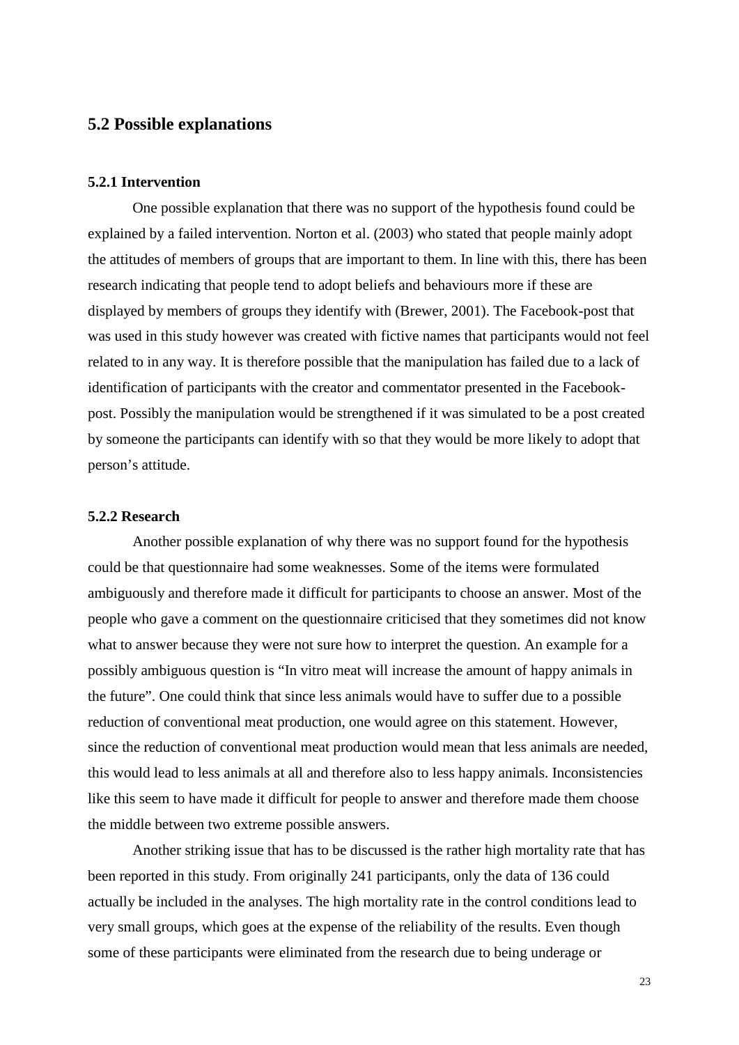## 5.2 Possible explanations

### 5.2.1 Intervention

One possible explanation that there was no support of the hypothesis found could be explained by a failed intervention. Norton et al. (2003) who stated that people mainly adopt the attitudes of members of groups that are important to them. In line with this, there has been research indicating that people tend to adopt beliefs and behaviours more if these are displayed by members of groups they identify with (Brewer, 2001). The Facebook-post that was used in this study however was created with fictive names that participants would not feel related to in any way. It is therefore possible that the manipulation has failed due to a lack of identification of participants with the creator and commentator presented in the Facebook-post. Possibly the manipulation would be strengthened if it was simulated to be a post created by someone the participants can identify with so that they would be more likely to adopt that person's attitude.

### 5.2.2 Research

Another possible explanation of why there was no support found for the hypothesis could be that questionnaire had some weaknesses. Some of the items were formulated ambiguously and therefore made it difficult for participants to choose an answer. Most of the people who gave a comment on the questionnaire criticised that they sometimes did not know what to answer because they were not sure how to interpret the question. An example for a possibly ambiguous question is "In vitro meat will increase the amount of happy animals in the future". One could think that since less animals would have to suffer due to a possible reduction of conventional meat production, one would agree on this statement. However, since the reduction of conventional meat production would mean that less animals are needed, this would lead to less animals at all and therefore also to less happy animals. Inconsistencies like this seem to have made it difficult for people to answer and therefore made them choose the middle between two extreme possible answers.

Another striking issue that has to be discussed is the rather high mortality rate that has been reported in this study. From originally 241 participants, only the data of 136 could actually be included in the analyses. The high mortality rate in the control conditions lead to very small groups, which goes at the expense of the reliability of the results. Even though some of these participants were eliminated from the research due to being underage or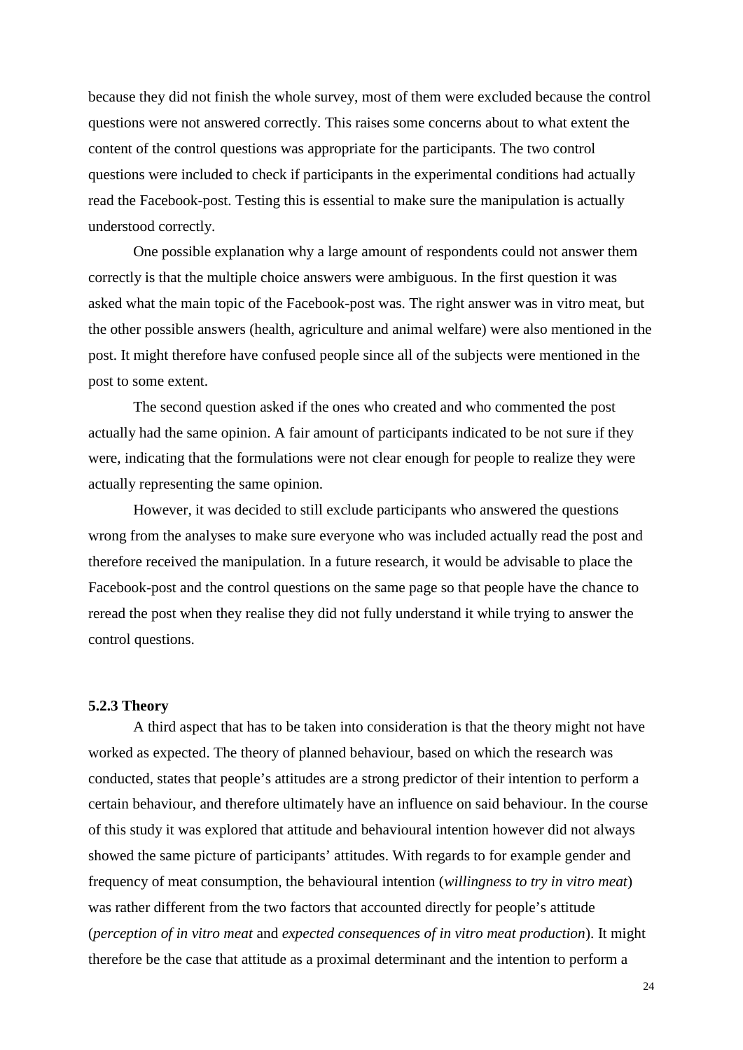because they did not finish the whole survey, most of them were excluded because the control questions were not answered correctly. This raises some concerns about to what extent the content of the control questions was appropriate for the participants. The two control questions were included to check if participants in the experimental conditions had actually read the Facebook-post. Testing this is essential to make sure the manipulation is actually understood correctly.

One possible explanation why a large amount of respondents could not answer them correctly is that the multiple choice answers were ambiguous. In the first question it was asked what the main topic of the Facebook-post was. The right answer was in vitro meat, but the other possible answers (health, agriculture and animal welfare) were also mentioned in the post. It might therefore have confused people since all of the subjects were mentioned in the post to some extent.

The second question asked if the ones who created and who commented the post actually had the same opinion. A fair amount of participants indicated to be not sure if they were, indicating that the formulations were not clear enough for people to realize they were actually representing the same opinion.

However, it was decided to still exclude participants who answered the questions wrong from the analyses to make sure everyone who was included actually read the post and therefore received the manipulation. In a future research, it would be advisable to place the Facebook-post and the control questions on the same page so that people have the chance to reread the post when they realise they did not fully understand it while trying to answer the control questions.

### 5.2.3 Theory

A third aspect that has to be taken into consideration is that the theory might not have worked as expected. The theory of planned behaviour, based on which the research was conducted, states that people's attitudes are a strong predictor of their intention to perform a certain behaviour, and therefore ultimately have an influence on said behaviour. In the course of this study it was explored that attitude and behavioural intention however did not always showed the same picture of participants' attitudes. With regards to for example gender and frequency of meat consumption, the behavioural intention (*willingness to try in vitro meat*) was rather different from the two factors that accounted directly for people's attitude (*perception of in vitro meat* and *expected consequences of in vitro meat production*). It might therefore be the case that attitude as a proximal determinant and the intention to perform a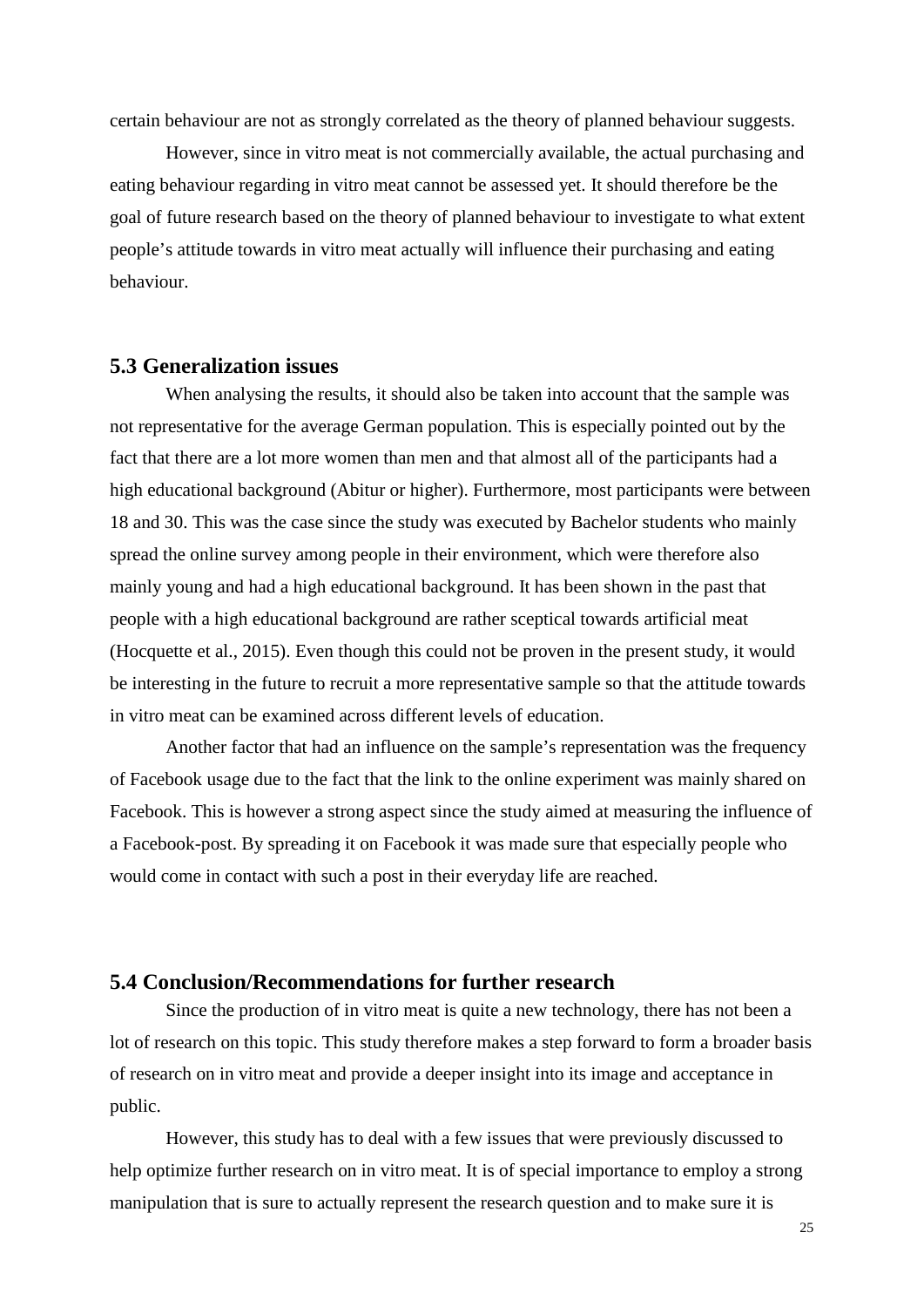certain behaviour are not as strongly correlated as the theory of planned behaviour suggests.

However, since in vitro meat is not commercially available, the actual purchasing and eating behaviour regarding in vitro meat cannot be assessed yet. It should therefore be the goal of future research based on the theory of planned behaviour to investigate to what extent people's attitude towards in vitro meat actually will influence their purchasing and eating behaviour.

## 5.3 Generalization issues

When analysing the results, it should also be taken into account that the sample was not representative for the average German population. This is especially pointed out by the fact that there are a lot more women than men and that almost all of the participants had a high educational background (Abitur or higher). Furthermore, most participants were between 18 and 30. This was the case since the study was executed by Bachelor students who mainly spread the online survey among people in their environment, which were therefore also mainly young and had a high educational background. It has been shown in the past that people with a high educational background are rather sceptical towards artificial meat (Hocquette et al., 2015). Even though this could not be proven in the present study, it would be interesting in the future to recruit a more representative sample so that the attitude towards in vitro meat can be examined across different levels of education.

Another factor that had an influence on the sample's representation was the frequency of Facebook usage due to the fact that the link to the online experiment was mainly shared on Facebook. This is however a strong aspect since the study aimed at measuring the influence of a Facebook-post. By spreading it on Facebook it was made sure that especially people who would come in contact with such a post in their everyday life are reached.

## 5.4 Conclusion/Recommendations for further research

Since the production of in vitro meat is quite a new technology, there has not been a lot of research on this topic. This study therefore makes a step forward to form a broader basis of research on in vitro meat and provide a deeper insight into its image and acceptance in public.

However, this study has to deal with a few issues that were previously discussed to help optimize further research on in vitro meat. It is of special importance to employ a strong manipulation that is sure to actually represent the research question and to make sure it is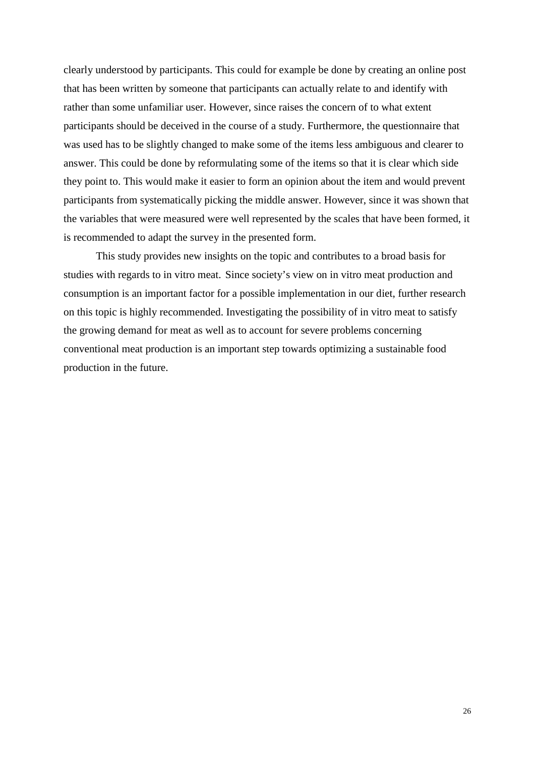clearly understood by participants. This could for example be done by creating an online post that has been written by someone that participants can actually relate to and identify with rather than some unfamiliar user. However, since raises the concern of to what extent participants should be deceived in the course of a study. Furthermore, the questionnaire that was used has to be slightly changed to make some of the items less ambiguous and clearer to answer. This could be done by reformulating some of the items so that it is clear which side they point to. This would make it easier to form an opinion about the item and would prevent participants from systematically picking the middle answer. However, since it was shown that the variables that were measured were well represented by the scales that have been formed, it is recommended to adapt the survey in the presented form.

This study provides new insights on the topic and contributes to a broad basis for studies with regards to in vitro meat. Since society's view on in vitro meat production and consumption is an important factor for a possible implementation in our diet, further research on this topic is highly recommended. Investigating the possibility of in vitro meat to satisfy the growing demand for meat as well as to account for severe problems concerning conventional meat production is an important step towards optimizing a sustainable food production in the future.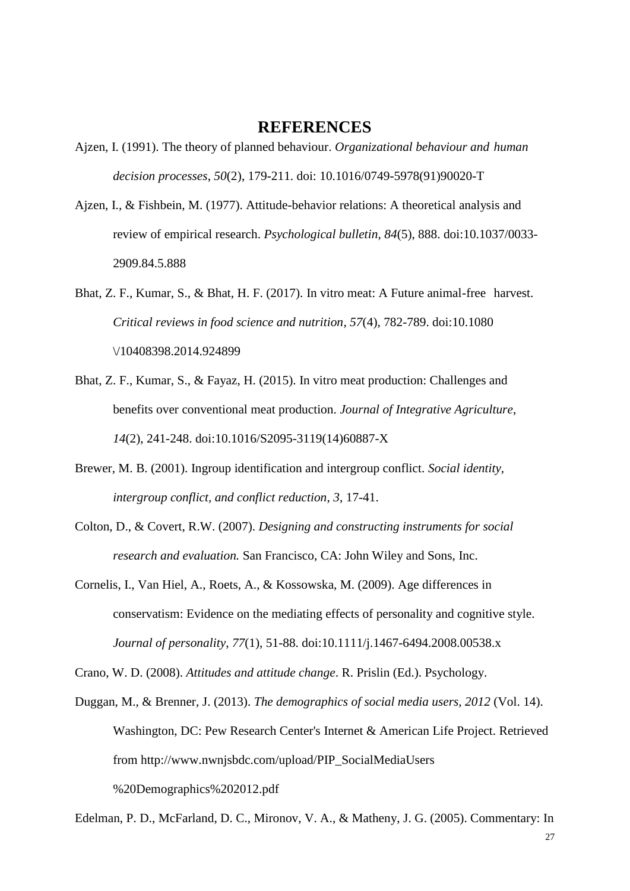# REFERENCES

Ajzen, I. (1991). The theory of planned behaviour. *Organizational behaviour and human decision processes*, *50*(2), 179-211. doi: 10.1016/0749-5978(91)90020-T

Ajzen, I., & Fishbein, M. (1977). Attitude-behavior relations: A theoretical analysis and review of empirical research. *Psychological bulletin*, *84*(5), 888. doi:10.1037/0033-2909.84.5.888

Bhat, Z. F., Kumar, S., & Bhat, H. F. (2017). In vitro meat: A Future animal-free harvest. *Critical reviews in food science and nutrition*, *57*(4), 782-789. doi:10.1080 \/10408398.2014.924899

Bhat, Z. F., Kumar, S., & Fayaz, H. (2015). In vitro meat production: Challenges and benefits over conventional meat production. *Journal of Integrative Agriculture*, *14*(2), 241-248. doi:10.1016/S2095-3119(14)60887-X

Brewer, M. B. (2001). Ingroup identification and intergroup conflict. *Social identity, intergroup conflict, and conflict reduction*, *3*, 17-41.

Colton, D., & Covert, R.W. (2007). *Designing and constructing instruments for social research and evaluation.* San Francisco, CA: John Wiley and Sons, Inc.

Cornelis, I., Van Hiel, A., Roets, A., & Kossowska, M. (2009). Age differences in conservatism: Evidence on the mediating effects of personality and cognitive style. *Journal of personality*, *77*(1), 51-88. doi:10.1111/j.1467-6494.2008.00538.x

Crano, W. D. (2008). *Attitudes and attitude change*. R. Prislin (Ed.). Psychology.

Duggan, M., & Brenner, J. (2013). *The demographics of social media users, 2012* (Vol. 14). Washington, DC: Pew Research Center's Internet & American Life Project. Retrieved from http://www.nwnjsbdc.com/upload/PIP_SocialMediaUsers %20Demographics%202012.pdf

Edelman, P. D., McFarland, D. C., Mironov, V. A., & Matheny, J. G. (2005). Commentary: In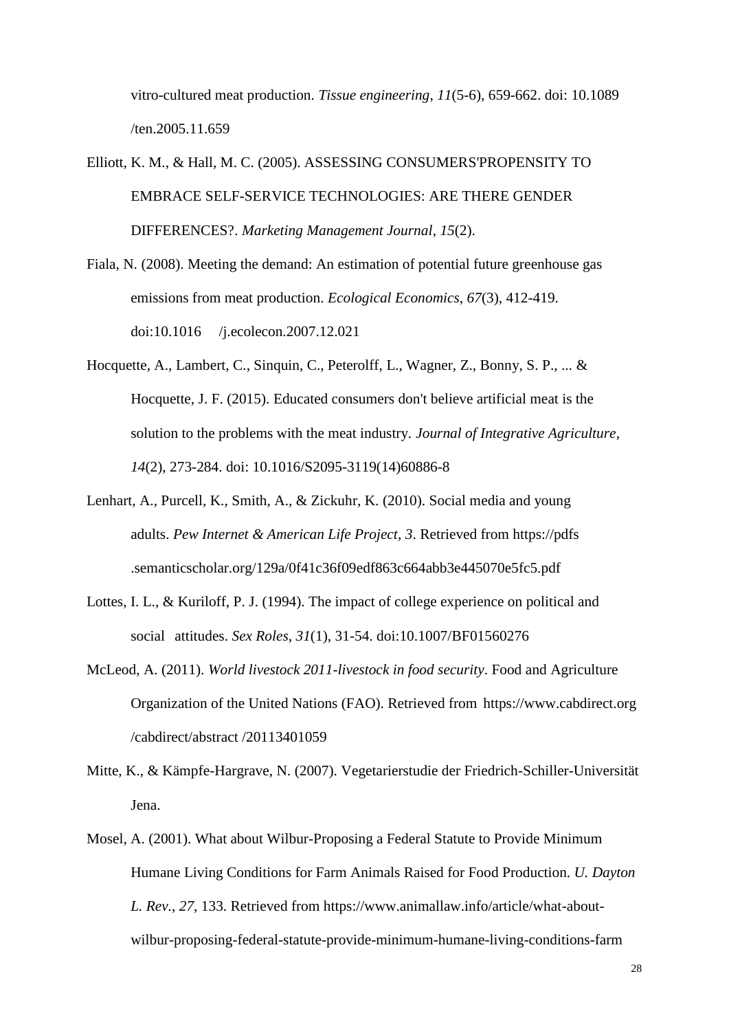vitro-cultured meat production. *Tissue engineering*, *11*(5-6), 659-662. doi: 10.1089 /ten.2005.11.659

Elliott, K. M., & Hall, M. C. (2005). ASSESSING CONSUMERS'PROPENSITY TO EMBRACE SELF-SERVICE TECHNOLOGIES: ARE THERE GENDER DIFFERENCES?. *Marketing Management Journal*, *15*(2).

Fiala, N. (2008). Meeting the demand: An estimation of potential future greenhouse gas emissions from meat production. *Ecological Economics*, *67*(3), 412-419. doi:10.1016 /j.ecolecon.2007.12.021

Hocquette, A., Lambert, C., Sinquin, C., Peterolff, L., Wagner, Z., Bonny, S. P., ... & Hocquette, J. F. (2015). Educated consumers don't believe artificial meat is the solution to the problems with the meat industry. *Journal of Integrative Agriculture*, *14*(2), 273-284. doi: 10.1016/S2095-3119(14)60886-8

Lenhart, A., Purcell, K., Smith, A., & Zickuhr, K. (2010). Social media and young adults. *Pew Internet & American Life Project*, *3*. Retrieved from https://pdfs .semanticscholar.org/129a/0f41c36f09edf863c664abb3e445070e5fc5.pdf

Lottes, I. L., & Kuriloff, P. J. (1994). The impact of college experience on political and social attitudes. *Sex Roles*, *31*(1), 31-54. doi:10.1007/BF01560276

McLeod, A. (2011). *World livestock 2011-livestock in food security*. Food and Agriculture Organization of the United Nations (FAO). Retrieved from https://www.cabdirect.org /cabdirect/abstract /20113401059

Mitte, K., & Kämpfe-Hargrave, N. (2007). Vegetarierstudie der Friedrich-Schiller-Universität Jena.

Mosel, A. (2001). What about Wilbur-Proposing a Federal Statute to Provide Minimum Humane Living Conditions for Farm Animals Raised for Food Production. *U. Dayton L. Rev.*, *27*, 133. Retrieved from https://www.animallaw.info/article/what-about-wilbur-proposing-federal-statute-provide-minimum-humane-living-conditions-farm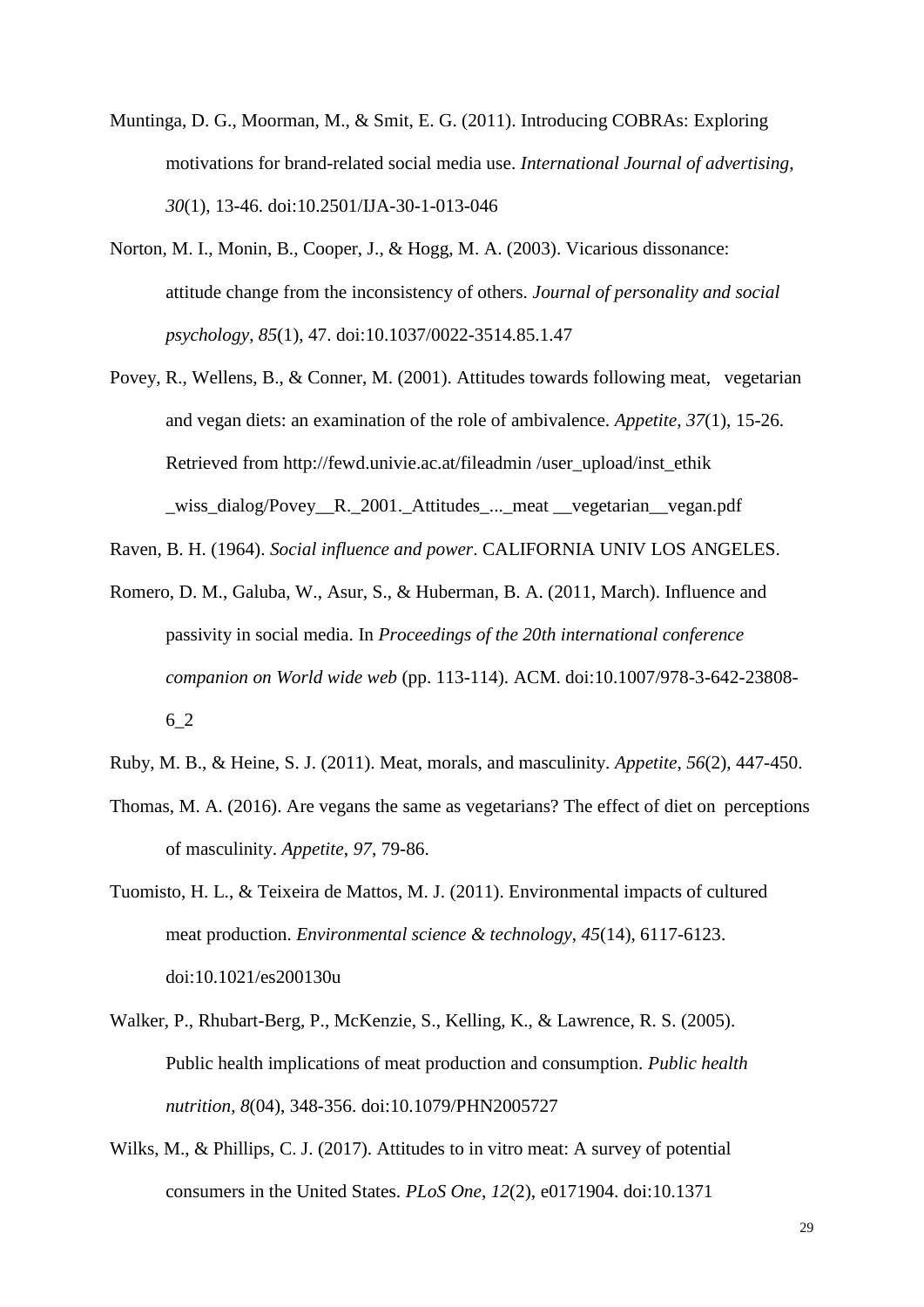Muntinga, D. G., Moorman, M., & Smit, E. G. (2011). Introducing COBRAs: Exploring motivations for brand-related social media use. *International Journal of advertising*, *30*(1), 13-46. doi:10.2501/IJA-30-1-013-046

Norton, M. I., Monin, B., Cooper, J., & Hogg, M. A. (2003). Vicarious dissonance: attitude change from the inconsistency of others. *Journal of personality and social psychology*, *85*(1), 47. doi:10.1037/0022-3514.85.1.47

Povey, R., Wellens, B., & Conner, M. (2001). Attitudes towards following meat, vegetarian and vegan diets: an examination of the role of ambivalence. *Appetite*, *37*(1), 15-26. Retrieved from http://fewd.univie.ac.at/fileadmin /user_upload/inst_ethik _wiss_dialog/Povey__R._2001._Attitudes_..._meat __vegetarian__vegan.pdf

Raven, B. H. (1964). *Social influence and power*. CALIFORNIA UNIV LOS ANGELES.

Romero, D. M., Galuba, W., Asur, S., & Huberman, B. A. (2011, March). Influence and passivity in social media. In *Proceedings of the 20th international conference companion on World wide web* (pp. 113-114). ACM. doi:10.1007/978-3-642-23808-6_2

Ruby, M. B., & Heine, S. J. (2011). Meat, morals, and masculinity. *Appetite*, *56*(2), 447-450.

Thomas, M. A. (2016). Are vegans the same as vegetarians? The effect of diet on perceptions of masculinity. *Appetite*, *97*, 79-86.

Tuomisto, H. L., & Teixeira de Mattos, M. J. (2011). Environmental impacts of cultured meat production. *Environmental science & technology*, *45*(14), 6117-6123. doi:10.1021/es200130u

Walker, P., Rhubart-Berg, P., McKenzie, S., Kelling, K., & Lawrence, R. S. (2005). Public health implications of meat production and consumption. *Public health nutrition*, *8*(04), 348-356. doi:10.1079/PHN2005727

Wilks, M., & Phillips, C. J. (2017). Attitudes to in vitro meat: A survey of potential consumers in the United States. *PLoS One*, *12*(2), e0171904. doi:10.1371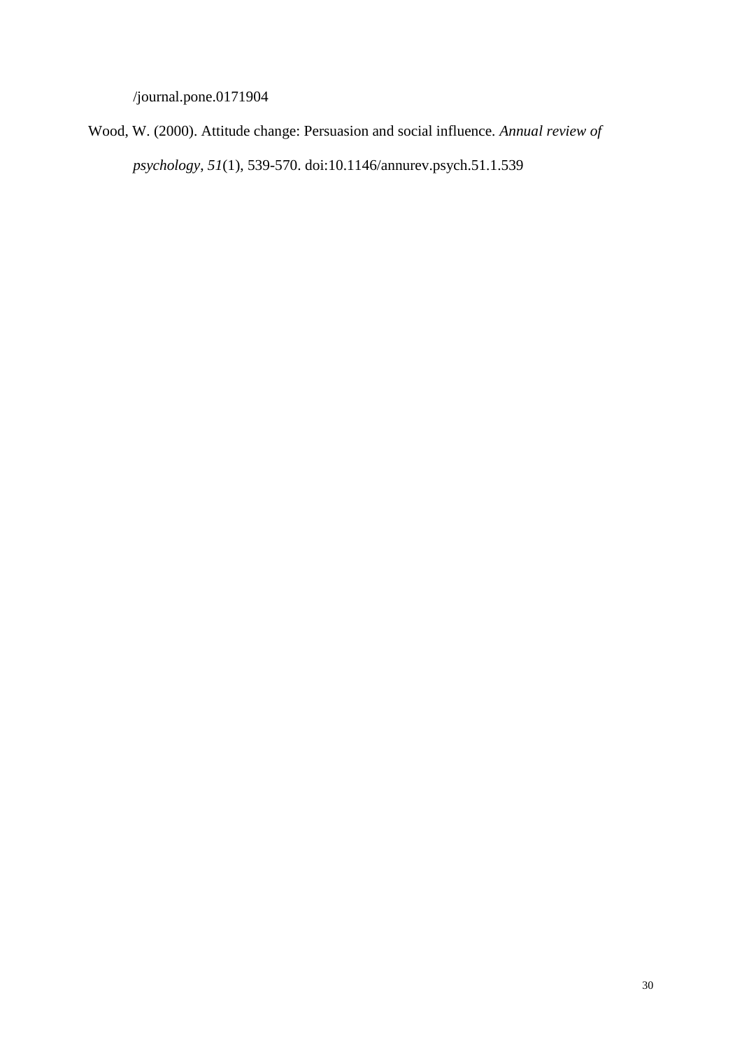/journal.pone.0171904

Wood, W. (2000). Attitude change: Persuasion and social influence. *Annual review of psychology*, *51*(1), 539-570. doi:10.1146/annurev.psych.51.1.539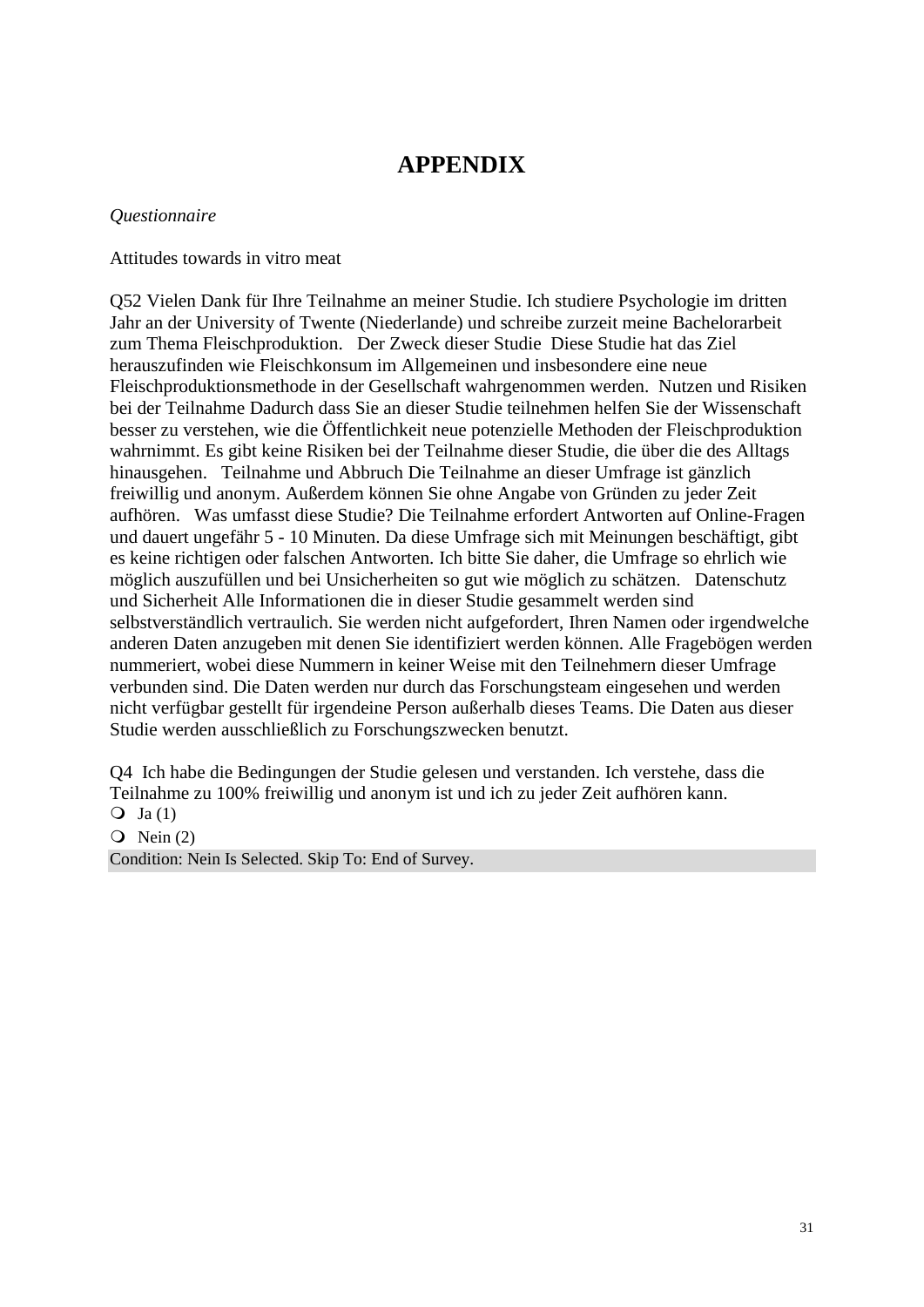# APPENDIX

*Questionnaire*

Attitudes towards in vitro meat

Q52 Vielen Dank für Ihre Teilnahme an meiner Studie. Ich studiere Psychologie im dritten Jahr an der University of Twente (Niederlande) und schreibe zurzeit meine Bachelorarbeit zum Thema Fleischproduktion.   Der Zweck dieser Studie  Diese Studie hat das Ziel herauszufinden wie Fleischkonsum im Allgemeinen und insbesondere eine neue Fleischproduktionsmethode in der Gesellschaft wahrgenommen werden.  Nutzen und Risiken bei der Teilnahme Dadurch dass Sie an dieser Studie teilnehmen helfen Sie der Wissenschaft besser zu verstehen, wie die Öffentlichkeit neue potenzielle Methoden der Fleischproduktion wahrnimmt. Es gibt keine Risiken bei der Teilnahme dieser Studie, die über die des Alltags hinausgehen.   Teilnahme und Abbruch Die Teilnahme an dieser Umfrage ist gänzlich freiwillig und anonym. Außerdem können Sie ohne Angabe von Gründen zu jeder Zeit aufhören.   Was umfasst diese Studie? Die Teilnahme erfordert Antworten auf Online-Fragen und dauert ungefähr 5 - 10 Minuten. Da diese Umfrage sich mit Meinungen beschäftigt, gibt es keine richtigen oder falschen Antworten. Ich bitte Sie daher, die Umfrage so ehrlich wie möglich auszufüllen und bei Unsicherheiten so gut wie möglich zu schätzen.   Datenschutz und Sicherheit Alle Informationen die in dieser Studie gesammelt werden sind selbstverständlich vertraulich. Sie werden nicht aufgefordert, Ihren Namen oder irgendwelche anderen Daten anzugeben mit denen Sie identifiziert werden können. Alle Fragebögen werden nummeriert, wobei diese Nummern in keiner Weise mit den Teilnehmern dieser Umfrage verbunden sind. Die Daten werden nur durch das Forschungsteam eingesehen und werden nicht verfügbar gestellt für irgendeine Person außerhalb dieses Teams. Die Daten aus dieser Studie werden ausschließlich zu Forschungszwecken benutzt.

Q4  Ich habe die Bedingungen der Studie gelesen und verstanden. Ich verstehe, dass die Teilnahme zu 100% freiwillig und anonym ist und ich zu jeder Zeit aufhören kann.

- Ja (1)
- Nein (2)

Condition: Nein Is Selected. Skip To: End of Survey.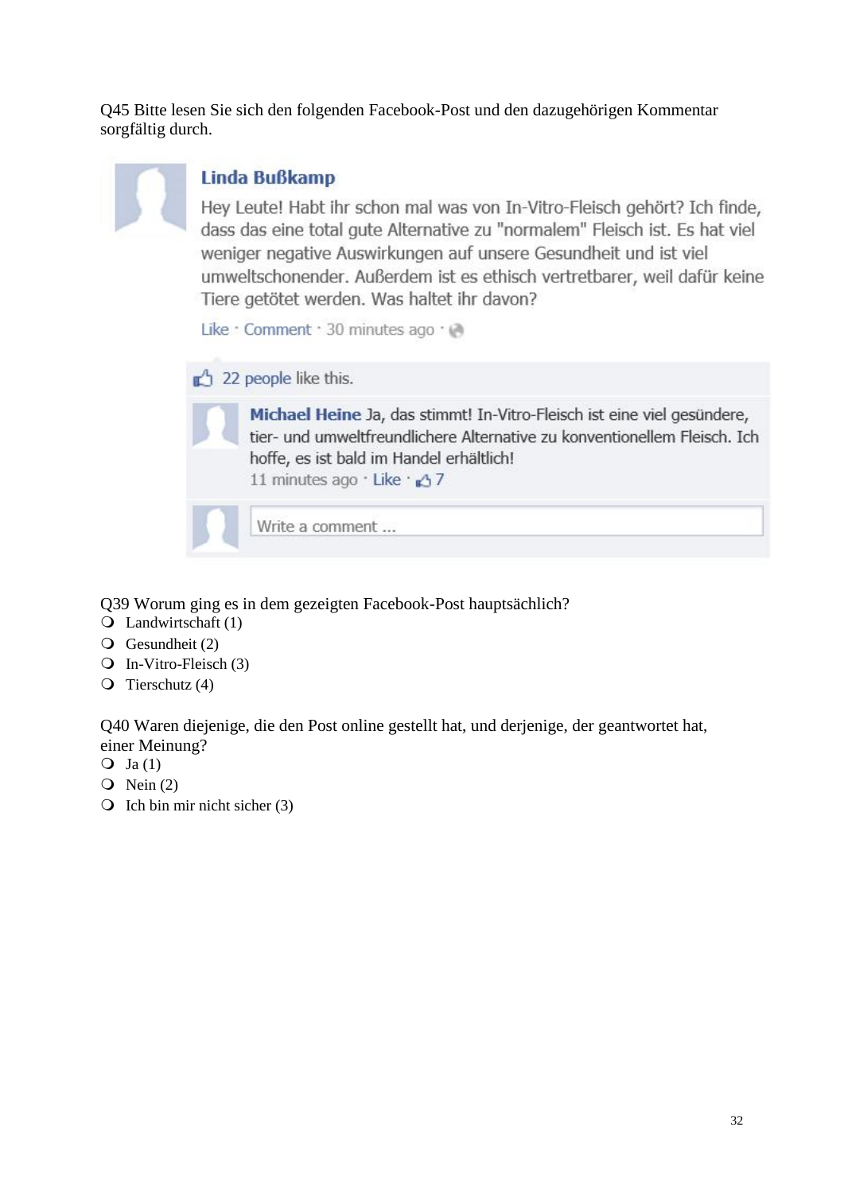Q45 Bitte lesen Sie sich den folgenden Facebook-Post und den dazugehörigen Kommentar sorgfältig durch.

**Linda Bußkamp**
Hey Leute! Habt ihr schon mal was von In-Vitro-Fleisch gehört? Ich finde, dass das eine total gute Alternative zu "normalem" Fleisch ist. Es hat viel weniger negative Auswirkungen auf unsere Gesundheit und ist viel umweltschonender. Außerdem ist es ethisch vertretbarer, weil dafür keine Tiere getötet werden. Was haltet ihr davon?

Like · Comment · 30 minutes ago ·

22 people like this.

**Michael Heine** Ja, das stimmt! In-Vitro-Fleisch ist eine viel gesündere, tier- und umweltfreundlichere Alternative zu konventionellem Fleisch. Ich hoffe, es ist bald im Handel erhältlich!
11 minutes ago · Like · 7

Write a comment ...

Q39 Worum ging es in dem gezeigten Facebook-Post hauptsächlich?

- Landwirtschaft (1)
- Gesundheit (2)
- In-Vitro-Fleisch (3)
- Tierschutz (4)

Q40 Waren diejenige, die den Post online gestellt hat, und derjenige, der geantwortet hat, einer Meinung?

- Ja (1)
- Nein (2)
- Ich bin mir nicht sicher (3)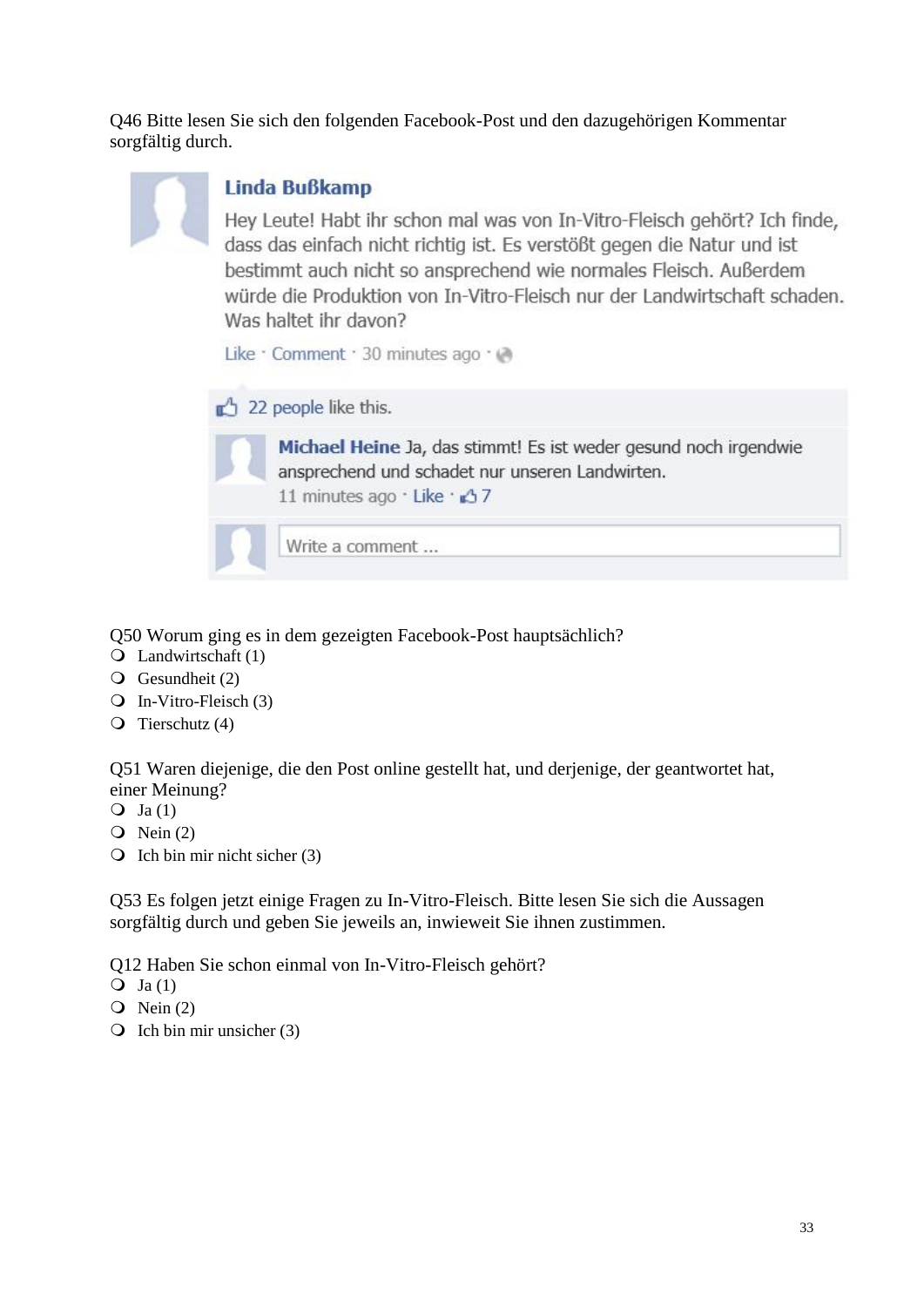Q46 Bitte lesen Sie sich den folgenden Facebook-Post und den dazugehörigen Kommentar sorgfältig durch.

**Linda Bußkamp**

Hey Leute! Habt ihr schon mal was von In-Vitro-Fleisch gehört? Ich finde, dass das einfach nicht richtig ist. Es verstößt gegen die Natur und ist bestimmt auch nicht so ansprechend wie normales Fleisch. Außerdem würde die Produktion von In-Vitro-Fleisch nur der Landwirtschaft schaden. Was haltet ihr davon?

Like · Comment · 30 minutes ago ·

22 people like this.

**Michael Heine** Ja, das stimmt! Es ist weder gesund noch irgendwie ansprechend und schadet nur unseren Landwirten.

11 minutes ago · Like · 7

Write a comment ...

Q50 Worum ging es in dem gezeigten Facebook-Post hauptsächlich?

- Landwirtschaft (1)
- Gesundheit (2)
- In-Vitro-Fleisch (3)
- Tierschutz (4)

Q51 Waren diejenige, die den Post online gestellt hat, und derjenige, der geantwortet hat, einer Meinung?

- Ja (1)
- Nein (2)
- Ich bin mir nicht sicher (3)

Q53 Es folgen jetzt einige Fragen zu In-Vitro-Fleisch. Bitte lesen Sie sich die Aussagen sorgfältig durch und geben Sie jeweils an, inwieweit Sie ihnen zustimmen.

Q12 Haben Sie schon einmal von In-Vitro-Fleisch gehört?

- Ja (1)
- Nein (2)
- Ich bin mir unsicher (3)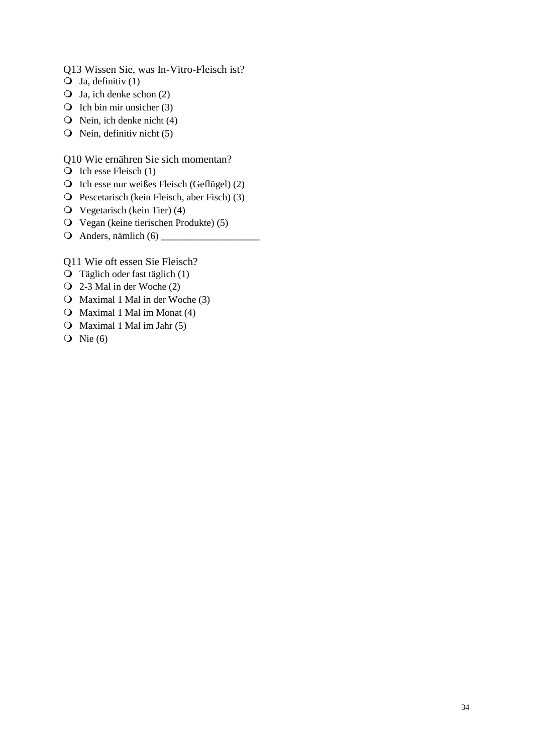Q13 Wissen Sie, was In-Vitro-Fleisch ist?

- Ja, definitiv (1)
- Ja, ich denke schon (2)
- Ich bin mir unsicher (3)
- Nein, ich denke nicht (4)
- Nein, definitiv nicht (5)

Q10 Wie ernähren Sie sich momentan?

- Ich esse Fleisch (1)
- Ich esse nur weißes Fleisch (Geflügel) (2)
- Pescetarisch (kein Fleisch, aber Fisch) (3)
- Vegetarisch (kein Tier) (4)
- Vegan (keine tierischen Produkte) (5)
- Anders, nämlich (6) ____________________

Q11 Wie oft essen Sie Fleisch?

- Täglich oder fast täglich (1)
- 2-3 Mal in der Woche (2)
- Maximal 1 Mal in der Woche (3)
- Maximal 1 Mal im Monat (4)
- Maximal 1 Mal im Jahr (5)
- Nie (6)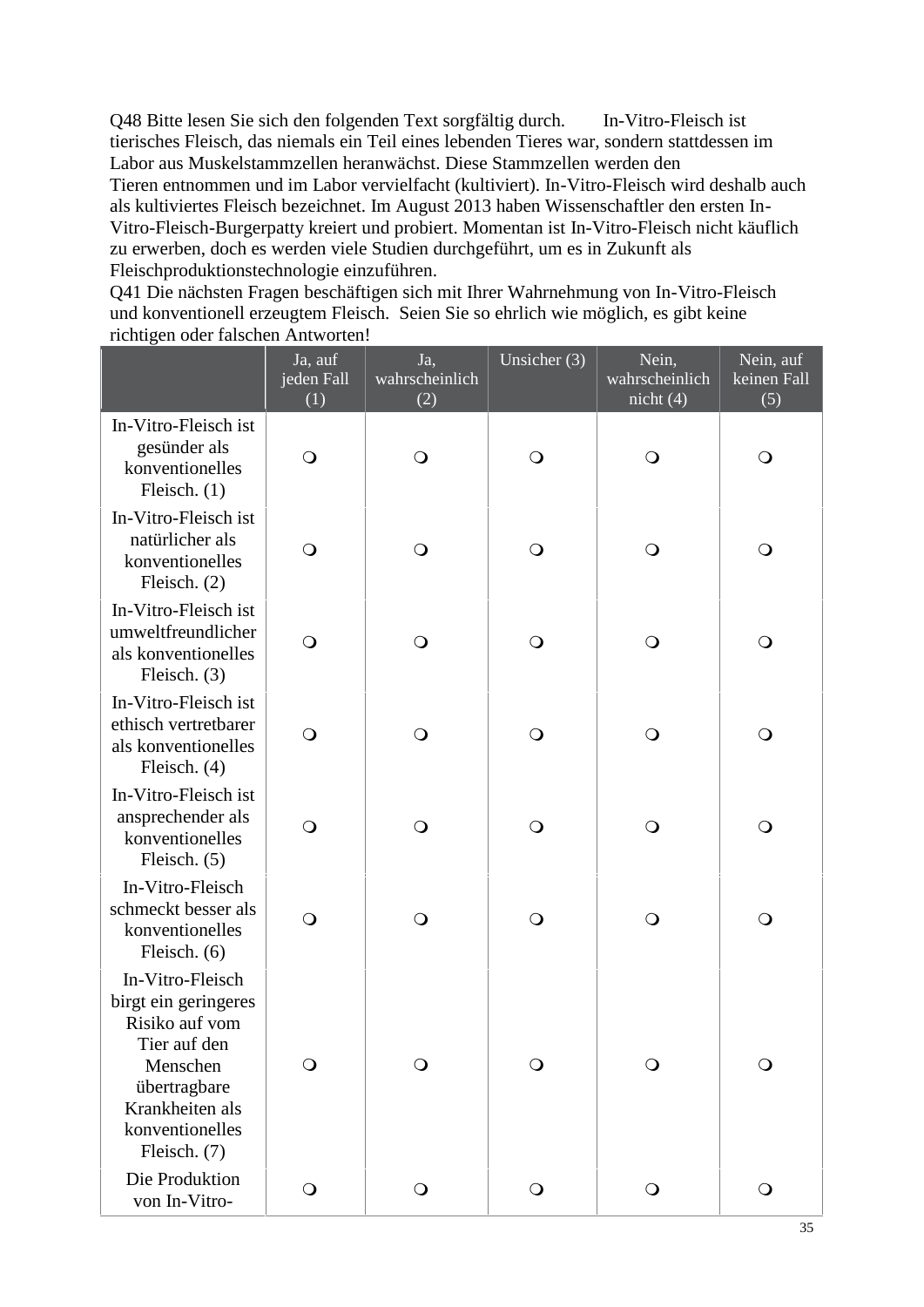Q48 Bitte lesen Sie sich den folgenden Text sorgfältig durch. In-Vitro-Fleisch ist tierisches Fleisch, das niemals ein Teil eines lebenden Tieres war, sondern stattdessen im Labor aus Muskelstammzellen heranwächst. Diese Stammzellen werden den Tieren entnommen und im Labor vervielfacht (kultiviert). In-Vitro-Fleisch wird deshalb auch als kultiviertes Fleisch bezeichnet. Im August 2013 haben Wissenschaftler den ersten In-Vitro-Fleisch-Burgerpatty kreiert und probiert. Momentan ist In-Vitro-Fleisch nicht käuflich zu erwerben, doch es werden viele Studien durchgeführt, um es in Zukunft als Fleischproduktionstechnologie einzuführen.

Q41 Die nächsten Fragen beschäftigen sich mit Ihrer Wahrnehmung von In-Vitro-Fleisch und konventionell erzeugtem Fleisch. Seien Sie so ehrlich wie möglich, es gibt keine richtigen oder falschen Antworten!

| | Ja, auf jeden Fall (1) | Ja, wahrscheinlich (2) | Unsicher (3) | Nein, wahrscheinlich nicht (4) | Nein, auf keinen Fall (5) |
|---|---|---|---|---|---|
| In-Vitro-Fleisch ist gesünder als konventionelles Fleisch. (1) | ❍ | ❍ | ❍ | ❍ | ❍ |
| In-Vitro-Fleisch ist natürlicher als konventionelles Fleisch. (2) | ❍ | ❍ | ❍ | ❍ | ❍ |
| In-Vitro-Fleisch ist umweltfreundlicher als konventionelles Fleisch. (3) | ❍ | ❍ | ❍ | ❍ | ❍ |
| In-Vitro-Fleisch ist ethisch vertretbarer als konventionelles Fleisch. (4) | ❍ | ❍ | ❍ | ❍ | ❍ |
| In-Vitro-Fleisch ist ansprechender als konventionelles Fleisch. (5) | ❍ | ❍ | ❍ | ❍ | ❍ |
| In-Vitro-Fleisch schmeckt besser als konventionelles Fleisch. (6) | ❍ | ❍ | ❍ | ❍ | ❍ |
| In-Vitro-Fleisch birgt ein geringeres Risiko auf vom Tier auf den Menschen übertragbare Krankheiten als konventionelles Fleisch. (7) | ❍ | ❍ | ❍ | ❍ | ❍ |
| Die Produktion von In-Vitro- | ❍ | ❍ | ❍ | ❍ | ❍ |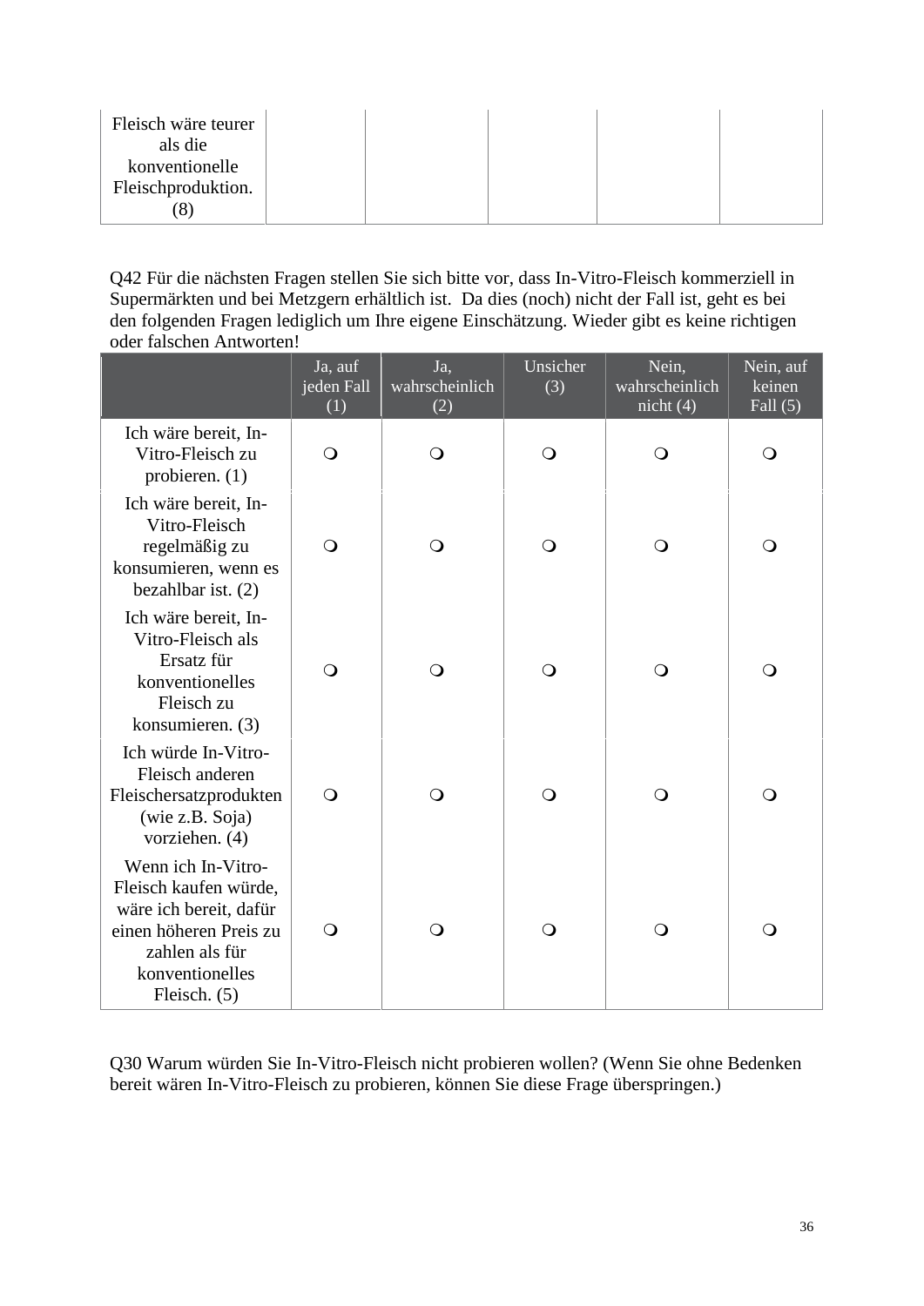| | | | | | |
|---|---|---|---|---|---|
| Fleisch wäre teurer als die konventionelle Fleischproduktion. (8) | | | | | |

Q42 Für die nächsten Fragen stellen Sie sich bitte vor, dass In-Vitro-Fleisch kommerziell in Supermärkten und bei Metzgern erhältlich ist. Da dies (noch) nicht der Fall ist, geht es bei den folgenden Fragen lediglich um Ihre eigene Einschätzung. Wieder gibt es keine richtigen oder falschen Antworten!

| | Ja, auf jeden Fall (1) | Ja, wahrscheinlich (2) | Unsicher (3) | Nein, wahrscheinlich nicht (4) | Nein, auf keinen Fall (5) |
|---|---|---|---|---|---|
| Ich wäre bereit, In-Vitro-Fleisch zu probieren. (1) | ❍ | ❍ | ❍ | ❍ | ❍ |
| Ich wäre bereit, In-Vitro-Fleisch regelmäßig zu konsumieren, wenn es bezahlbar ist. (2) | ❍ | ❍ | ❍ | ❍ | ❍ |
| Ich wäre bereit, In-Vitro-Fleisch als Ersatz für konventionelles Fleisch zu konsumieren. (3) | ❍ | ❍ | ❍ | ❍ | ❍ |
| Ich würde In-Vitro-Fleisch anderen Fleischersatzprodukten (wie z.B. Soja) vorziehen. (4) | ❍ | ❍ | ❍ | ❍ | ❍ |
| Wenn ich In-Vitro-Fleisch kaufen würde, wäre ich bereit, dafür einen höheren Preis zu zahlen als für konventionelles Fleisch. (5) | ❍ | ❍ | ❍ | ❍ | ❍ |

Q30 Warum würden Sie In-Vitro-Fleisch nicht probieren wollen? (Wenn Sie ohne Bedenken bereit wären In-Vitro-Fleisch zu probieren, können Sie diese Frage überspringen.)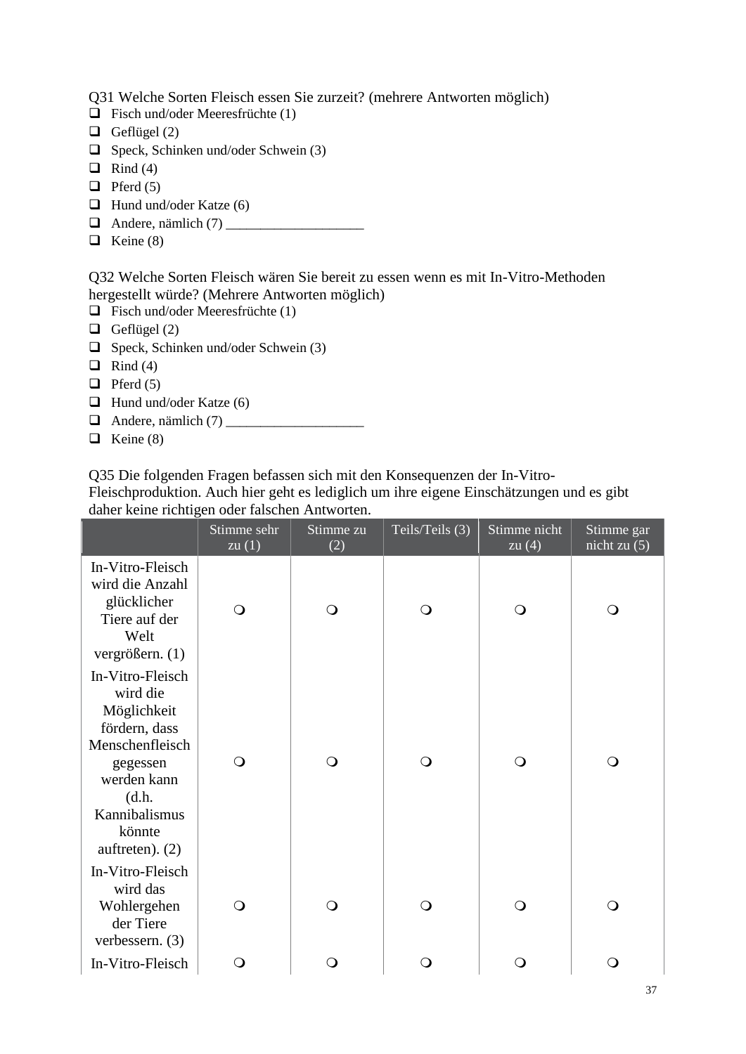Q31 Welche Sorten Fleisch essen Sie zurzeit? (mehrere Antworten möglich)

- ❑ Fisch und/oder Meeresfrüchte (1)
- ❑ Geflügel (2)
- ❑ Speck, Schinken und/oder Schwein (3)
- ❑ Rind (4)
- ❑ Pferd (5)
- ❑ Hund und/oder Katze (6)
- ❑ Andere, nämlich (7) ____________________
- ❑ Keine (8)

Q32 Welche Sorten Fleisch wären Sie bereit zu essen wenn es mit In-Vitro-Methoden hergestellt würde? (Mehrere Antworten möglich)

- ❑ Fisch und/oder Meeresfrüchte (1)
- ❑ Geflügel (2)
- ❑ Speck, Schinken und/oder Schwein (3)
- ❑ Rind (4)
- ❑ Pferd (5)
- ❑ Hund und/oder Katze (6)
- ❑ Andere, nämlich (7) ____________________
- ❑ Keine (8)

Q35 Die folgenden Fragen befassen sich mit den Konsequenzen der In-Vitro-Fleischproduktion. Auch hier geht es lediglich um ihre eigene Einschätzungen und es gibt daher keine richtigen oder falschen Antworten.

| | Stimme sehr zu (1) | Stimme zu (2) | Teils/Teils (3) | Stimme nicht zu (4) | Stimme gar nicht zu (5) |
|---|---|---|---|---|---|
| In-Vitro-Fleisch wird die Anzahl glücklicher Tiere auf der Welt vergrößern. (1) | ❍ | ❍ | ❍ | ❍ | ❍ |
| In-Vitro-Fleisch wird die Möglichkeit fördern, dass Menschenfleisch gegessen werden kann (d.h. Kannibalismus könnte auftreten). (2) | ❍ | ❍ | ❍ | ❍ | ❍ |
| In-Vitro-Fleisch wird das Wohlergehen der Tiere verbessern. (3) | ❍ | ❍ | ❍ | ❍ | ❍ |
| In-Vitro-Fleisch | ❍ | ❍ | ❍ | ❍ | ❍ |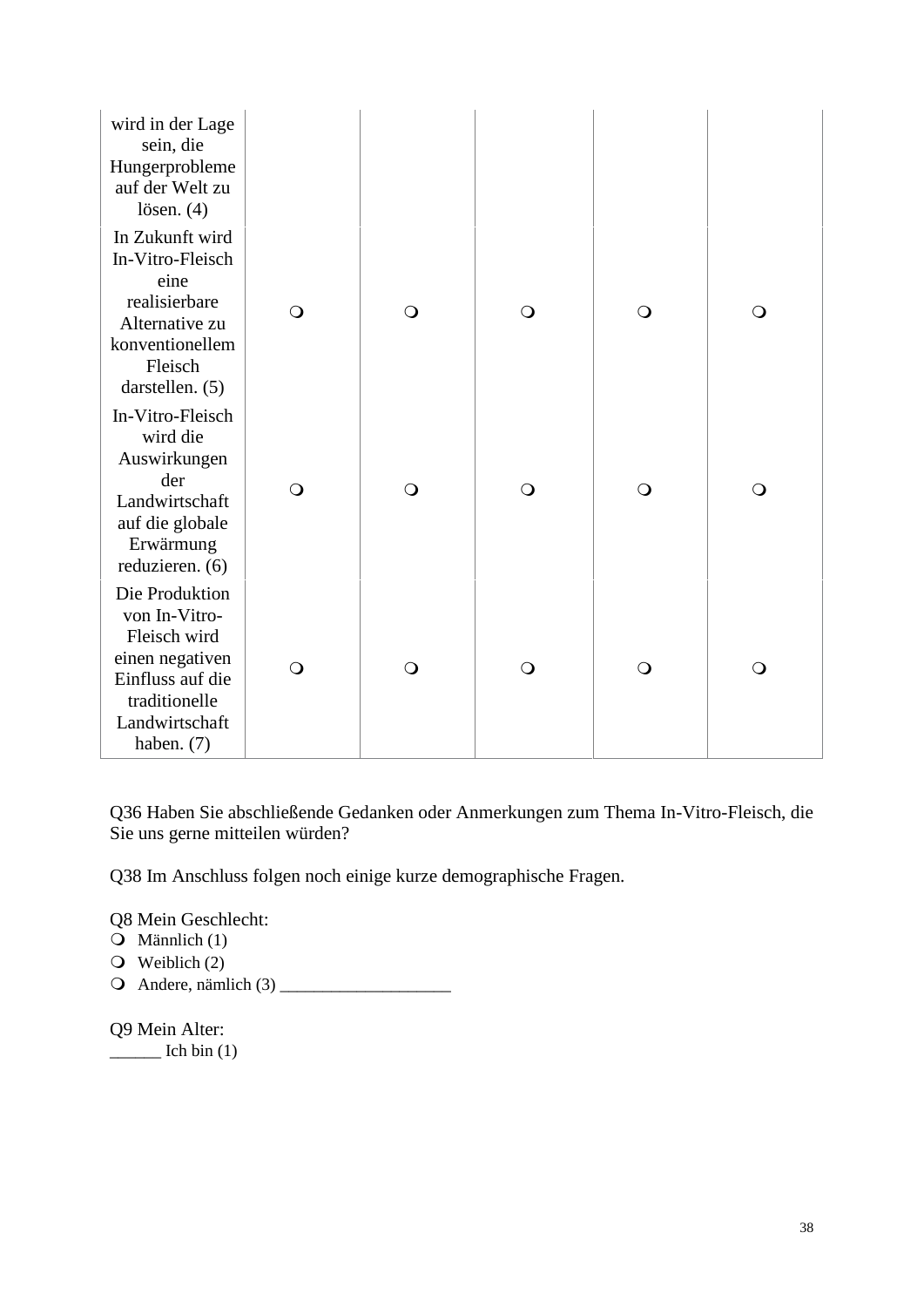| | | | | | |
|---|---|---|---|---|---|
| wird in der Lage sein, die Hungerprobleme auf der Welt zu lösen. (4) | | | | | |
| In Zukunft wird In-Vitro-Fleisch eine realisierbare Alternative zu konventionellem Fleisch darstellen. (5) | ❍ | ❍ | ❍ | ❍ | ❍ |
| In-Vitro-Fleisch wird die Auswirkungen der Landwirtschaft auf die globale Erwärmung reduzieren. (6) | ❍ | ❍ | ❍ | ❍ | ❍ |
| Die Produktion von In-Vitro-Fleisch wird einen negativen Einfluss auf die traditionelle Landwirtschaft haben. (7) | ❍ | ❍ | ❍ | ❍ | ❍ |

Q36 Haben Sie abschließende Gedanken oder Anmerkungen zum Thema In-Vitro-Fleisch, die Sie uns gerne mitteilen würden?

Q38 Im Anschluss folgen noch einige kurze demographische Fragen.

Q8 Mein Geschlecht:
- ❍ Männlich (1)
- ❍ Weiblich (2)
- ❍ Andere, nämlich (3) ____________________

Q9 Mein Alter:
______ Ich bin (1)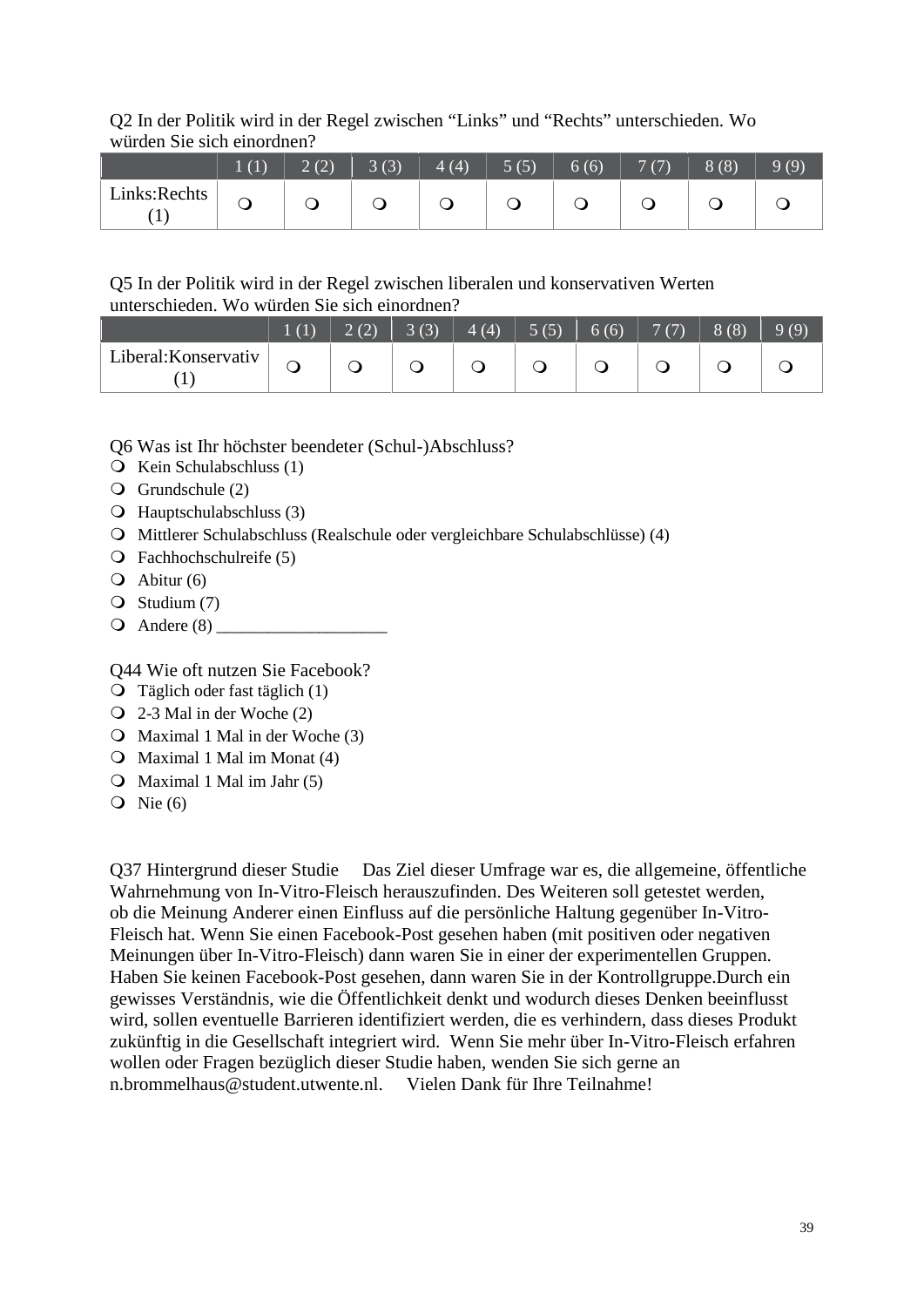Q2 In der Politik wird in der Regel zwischen “Links” und “Rechts” unterschieden. Wo würden Sie sich einordnen?

| | 1 (1) | 2 (2) | 3 (3) | 4 (4) | 5 (5) | 6 (6) | 7 (7) | 8 (8) | 9 (9) |
|---|---|---|---|---|---|---|---|---|---|
| Links:Rechts (1) | ❍ | ❍ | ❍ | ❍ | ❍ | ❍ | ❍ | ❍ | ❍ |

Q5 In der Politik wird in der Regel zwischen liberalen und konservativen Werten unterschieden. Wo würden Sie sich einordnen?

| | 1 (1) | 2 (2) | 3 (3) | 4 (4) | 5 (5) | 6 (6) | 7 (7) | 8 (8) | 9 (9) |
|---|---|---|---|---|---|---|---|---|---|
| Liberal:Konservativ (1) | ❍ | ❍ | ❍ | ❍ | ❍ | ❍ | ❍ | ❍ | ❍ |

Q6 Was ist Ihr höchster beendeter (Schul-)Abschluss?
- ❍ Kein Schulabschluss (1)
- ❍ Grundschule (2)
- ❍ Hauptschulabschluss (3)
- ❍ Mittlerer Schulabschluss (Realschule oder vergleichbare Schulabschlüsse) (4)
- ❍ Fachhochschulreife (5)
- ❍ Abitur (6)
- ❍ Studium (7)
- ❍ Andere (8) ____________________

Q44 Wie oft nutzen Sie Facebook?
- ❍ Täglich oder fast täglich (1)
- ❍ 2-3 Mal in der Woche (2)
- ❍ Maximal 1 Mal in der Woche (3)
- ❍ Maximal 1 Mal im Monat (4)
- ❍ Maximal 1 Mal im Jahr (5)
- ❍ Nie (6)

Q37 Hintergrund dieser Studie  Das Ziel dieser Umfrage war es, die allgemeine, öffentliche Wahrnehmung von In-Vitro-Fleisch herauszufinden. Des Weiteren soll getestet werden, ob die Meinung Anderer einen Einfluss auf die persönliche Haltung gegenüber In-Vitro-Fleisch hat. Wenn Sie einen Facebook-Post gesehen haben (mit positiven oder negativen Meinungen über In-Vitro-Fleisch) dann waren Sie in einer der experimentellen Gruppen. Haben Sie keinen Facebook-Post gesehen, dann waren Sie in der Kontrollgruppe.Durch ein gewisses Verständnis, wie die Öffentlichkeit denkt und wodurch dieses Denken beeinflusst wird, sollen eventuelle Barrieren identifiziert werden, die es verhindern, dass dieses Produkt zukünftig in die Gesellschaft integriert wird.  Wenn Sie mehr über In-Vitro-Fleisch erfahren wollen oder Fragen bezüglich dieser Studie haben, wenden Sie sich gerne an n.brommelhaus@student.utwente.nl.  Vielen Dank für Ihre Teilnahme!